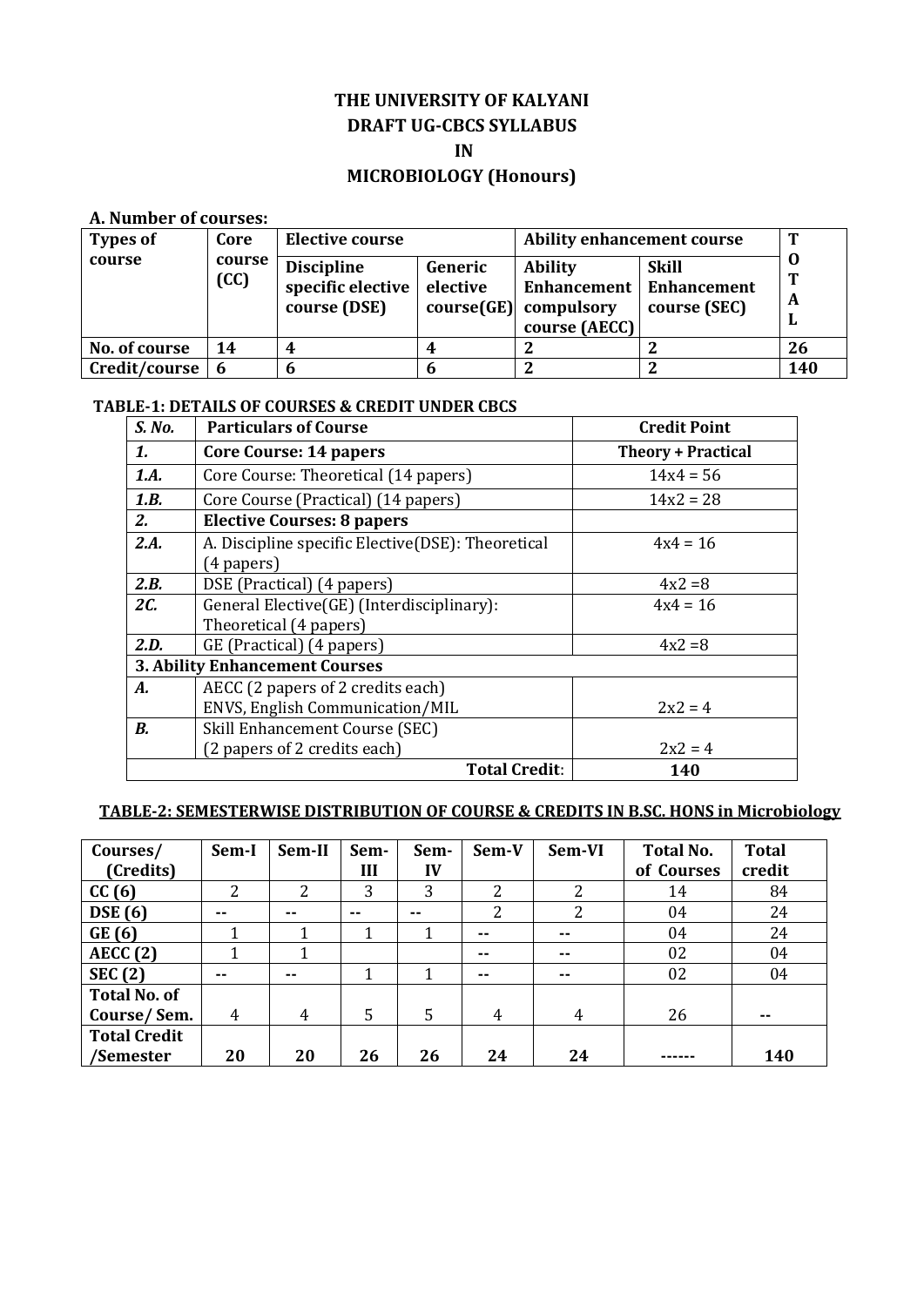# THE UNIVERSITY OF KALYANI
## DRAFT UG-CBCS SYLLABUS
## IN
## MICROBIOLOGY (Honours)

### A. Number of courses:

| Types of course | Core course (CC) | Elective course | | Ability enhancement course | | TOTAL |
|---|---|---|---|---|---|---|
| | | Discipline specific elective course (DSE) | Generic elective course(GE) | Ability Enhancement compulsory course (AECC) | Skill Enhancement course (SEC) | |
| No. of course | 14 | 4 | 4 | 2 | 2 | 26 |
| Credit/course | 6 | 6 | 6 | 2 | 2 | 140 |

### TABLE-1: DETAILS OF COURSES & CREDIT UNDER CBCS

| *S. No.* | Particulars of Course | Credit Point |
|---|---|---|
| ***1.*** | **Core Course: 14 papers** | **Theory + Practical** |
| ***1.A.*** | Core Course: Theoretical (14 papers) | 14x4 = 56 |
| ***1.B.*** | Core Course (Practical) (14 papers) | 14x2 = 28 |
| ***2.*** | **Elective Courses: 8 papers** | |
| ***2.A.*** | A. Discipline specific Elective(DSE): Theoretical (4 papers) | 4x4 = 16 |
| ***2.B.*** | DSE (Practical) (4 papers) | 4x2 =8 |
| ***2C.*** | General Elective(GE) (Interdisciplinary): Theoretical (4 papers) | 4x4 = 16 |
| ***2.D.*** | GE (Practical) (4 papers) | 4x2 =8 |
| **3. Ability Enhancement Courses** | | |
| ***A.*** | AECC (2 papers of 2 credits each) ENVS, English Communication/MIL | 2x2 = 4 |
| ***B.*** | Skill Enhancement Course (SEC) (2 papers of 2 credits each) | 2x2 = 4 |
| | **Total Credit**: | **140** |

### TABLE-2: SEMESTERWISE DISTRIBUTION OF COURSE & CREDITS IN B.SC. HONS in Microbiology

| Courses/ (Credits) | Sem-I | Sem-II | Sem-III | Sem-IV | Sem-V | Sem-VI | Total No. of Courses | Total credit |
|---|---|---|---|---|---|---|---|---|
| **CC (6)** | 2 | 2 | 3 | 3 | 2 | 2 | 14 | 84 |
| **DSE (6)** | -- | -- | -- | -- | 2 | 2 | 04 | 24 |
| **GE (6)** | 1 | 1 | 1 | 1 | -- | -- | 04 | 24 |
| **AECC (2)** | 1 | 1 | | | -- | -- | 02 | 04 |
| **SEC (2)** | -- | -- | 1 | 1 | -- | -- | 02 | 04 |
| **Total No. of Course/ Sem.** | 4 | 4 | 5 | 5 | 4 | 4 | 26 | -- |
| **Total Credit /Semester** | **20** | **20** | **26** | **26** | **24** | **24** | ------ | **140** |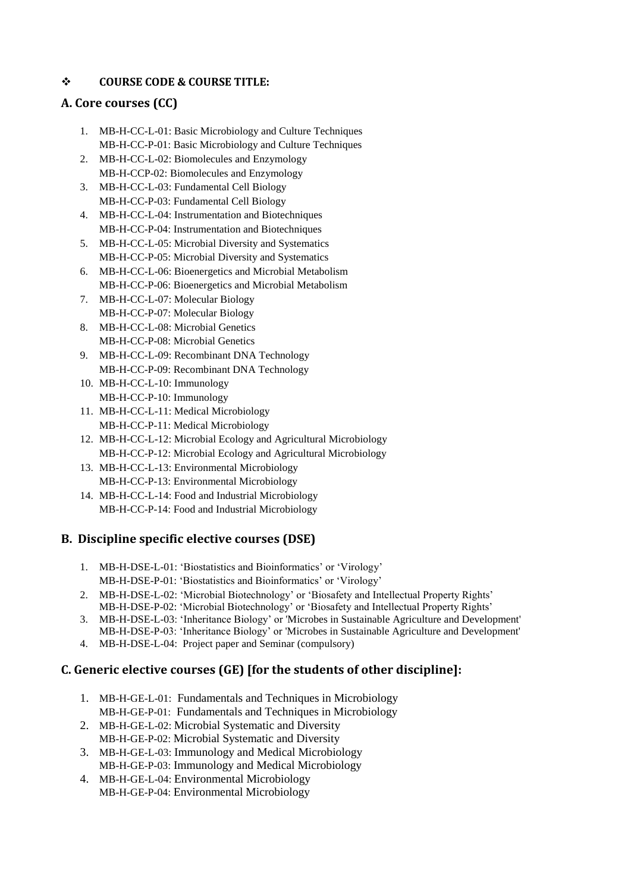❖ **COURSE CODE & COURSE TITLE:**

## A. Core courses (CC)

1. MB-H-CC-L-01: Basic Microbiology and Culture Techniques
   MB-H-CC-P-01: Basic Microbiology and Culture Techniques
2. MB-H-CC-L-02: Biomolecules and Enzymology
   MB-H-CCP-02: Biomolecules and Enzymology
3. MB-H-CC-L-03: Fundamental Cell Biology
   MB-H-CC-P-03: Fundamental Cell Biology
4. MB-H-CC-L-04: Instrumentation and Biotechniques
   MB-H-CC-P-04: Instrumentation and Biotechniques
5. MB-H-CC-L-05: Microbial Diversity and Systematics
   MB-H-CC-P-05: Microbial Diversity and Systematics
6. MB-H-CC-L-06: Bioenergetics and Microbial Metabolism
   MB-H-CC-P-06: Bioenergetics and Microbial Metabolism
7. MB-H-CC-L-07: Molecular Biology
   MB-H-CC-P-07: Molecular Biology
8. MB-H-CC-L-08: Microbial Genetics
   MB-H-CC-P-08: Microbial Genetics
9. MB-H-CC-L-09: Recombinant DNA Technology
   MB-H-CC-P-09: Recombinant DNA Technology
10. MB-H-CC-L-10: Immunology
    MB-H-CC-P-10: Immunology
11. MB-H-CC-L-11: Medical Microbiology
    MB-H-CC-P-11: Medical Microbiology
12. MB-H-CC-L-12: Microbial Ecology and Agricultural Microbiology
    MB-H-CC-P-12: Microbial Ecology and Agricultural Microbiology
13. MB-H-CC-L-13: Environmental Microbiology
    MB-H-CC-P-13: Environmental Microbiology
14. MB-H-CC-L-14: Food and Industrial Microbiology
    MB-H-CC-P-14: Food and Industrial Microbiology

## B. Discipline specific elective courses (DSE)

1. MB-H-DSE-L-01: 'Biostatistics and Bioinformatics' or 'Virology'
   MB-H-DSE-P-01: 'Biostatistics and Bioinformatics' or 'Virology'
2. MB-H-DSE-L-02: 'Microbial Biotechnology' or 'Biosafety and Intellectual Property Rights'
   MB-H-DSE-P-02: 'Microbial Biotechnology' or 'Biosafety and Intellectual Property Rights'
3. MB-H-DSE-L-03: 'Inheritance Biology' or 'Microbes in Sustainable Agriculture and Development'
   MB-H-DSE-P-03: 'Inheritance Biology' or 'Microbes in Sustainable Agriculture and Development'
4. MB-H-DSE-L-04: Project paper and Seminar (compulsory)

## C. Generic elective courses (GE) [for the students of other discipline]:

1. MB-H-GE-L-01: Fundamentals and Techniques in Microbiology
   MB-H-GE-P-01: Fundamentals and Techniques in Microbiology
2. MB-H-GE-L-02: Microbial Systematic and Diversity
   MB-H-GE-P-02: Microbial Systematic and Diversity
3. MB-H-GE-L-03: Immunology and Medical Microbiology
   MB-H-GE-P-03: Immunology and Medical Microbiology
4. MB-H-GE-L-04: Environmental Microbiology
   MB-H-GE-P-04: Environmental Microbiology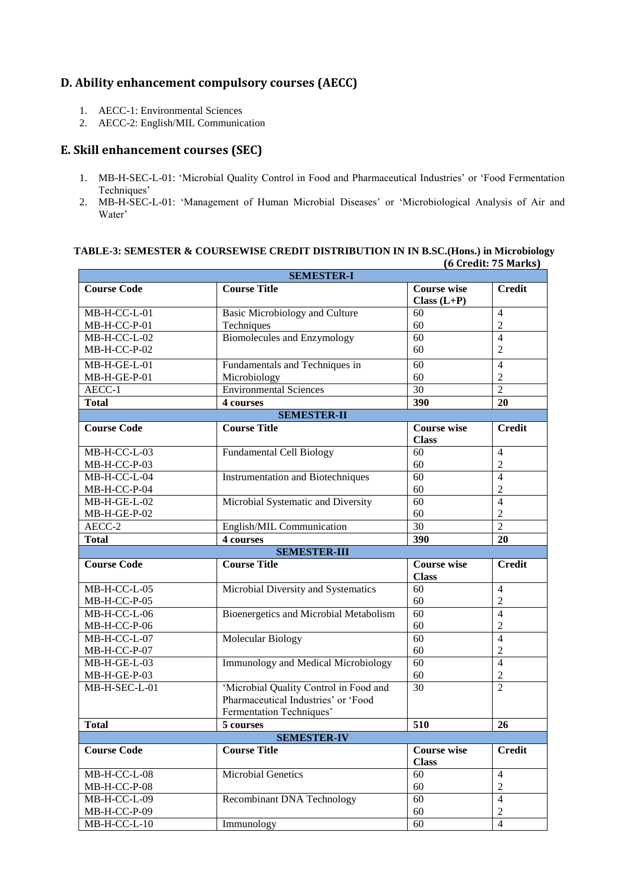## D. Ability enhancement compulsory courses (AECC)

1. AECC-1: Environmental Sciences
2. AECC-2: English/MIL Communication

## E. Skill enhancement courses (SEC)

1. MB-H-SEC-L-01: 'Microbial Quality Control in Food and Pharmaceutical Industries' or 'Food Fermentation Techniques'
2. MB-H-SEC-L-01: 'Management of Human Microbial Diseases' or 'Microbiological Analysis of Air and Water'

**TABLE-3: SEMESTER & COURSEWISE CREDIT DISTRIBUTION IN IN B.SC.(Hons.) in Microbiology (6 Credit: 75 Marks)**

| **SEMESTER-I** | | | |
|---|---|---|---|
| **Course Code** | **Course Title** | **Course wise Class (L+P)** | **Credit** |
| MB-H-CC-L-01<br>MB-H-CC-P-01 | Basic Microbiology and Culture Techniques | 60<br>60 | 4<br>2 |
| MB-H-CC-L-02<br>MB-H-CC-P-02 | Biomolecules and Enzymology | 60<br>60 | 4<br>2 |
| MB-H-GE-L-01<br>MB-H-GE-P-01 | Fundamentals and Techniques in Microbiology | 60<br>60 | 4<br>2 |
| AECC-1 | Environmental Sciences | 30 | 2 |
| **Total** | **4 courses** | **390** | **20** |
| **SEMESTER-II** | | | |
| **Course Code** | **Course Title** | **Course wise Class** | **Credit** |
| MB-H-CC-L-03<br>MB-H-CC-P-03 | Fundamental Cell Biology | 60<br>60 | 4<br>2 |
| MB-H-CC-L-04<br>MB-H-CC-P-04 | Instrumentation and Biotechniques | 60<br>60 | 4<br>2 |
| MB-H-GE-L-02<br>MB-H-GE-P-02 | Microbial Systematic and Diversity | 60<br>60 | 4<br>2 |
| AECC-2 | English/MIL Communication | 30 | 2 |
| **Total** | **4 courses** | **390** | **20** |
| **SEMESTER-III** | | | |
| **Course Code** | **Course Title** | **Course wise Class** | **Credit** |
| MB-H-CC-L-05<br>MB-H-CC-P-05 | Microbial Diversity and Systematics | 60<br>60 | 4<br>2 |
| MB-H-CC-L-06<br>MB-H-CC-P-06 | Bioenergetics and Microbial Metabolism | 60<br>60 | 4<br>2 |
| MB-H-CC-L-07<br>MB-H-CC-P-07 | Molecular Biology | 60<br>60 | 4<br>2 |
| MB-H-GE-L-03<br>MB-H-GE-P-03 | Immunology and Medical Microbiology | 60<br>60 | 4<br>2 |
| MB-H-SEC-L-01 | 'Microbial Quality Control in Food and Pharmaceutical Industries' or 'Food Fermentation Techniques' | 30 | 2 |
| **Total** | **5 courses** | **510** | **26** |
| **SEMESTER-IV** | | | |
| **Course Code** | **Course Title** | **Course wise Class** | **Credit** |
| MB-H-CC-L-08<br>MB-H-CC-P-08 | Microbial Genetics | 60<br>60 | 4<br>2 |
| MB-H-CC-L-09<br>MB-H-CC-P-09 | Recombinant DNA Technology | 60<br>60 | 4<br>2 |
| MB-H-CC-L-10 | Immunology | 60 | 4 |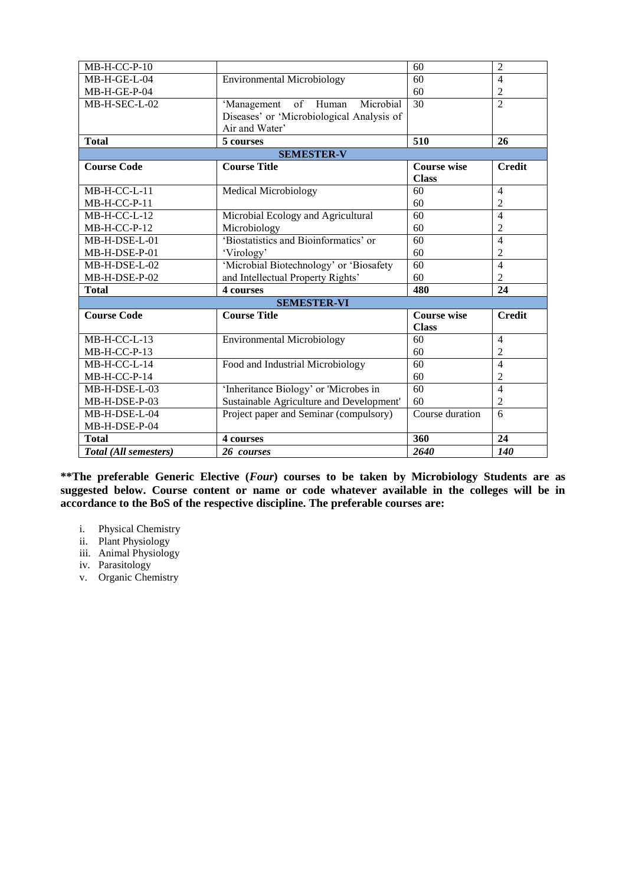| MB-H-CC-P-10 | | 60 | 2 |
|---|---|---|---|
| MB-H-GE-L-04 | Environmental Microbiology | 60 | 4 |
| MB-H-GE-P-04 | | 60 | 2 |
| MB-H-SEC-L-02 | 'Management of Human Microbial Diseases' or 'Microbiological Analysis of Air and Water' | 30 | 2 |
| **Total** | **5 courses** | **510** | **26** |
| | **SEMESTER-V** | | |
| **Course Code** | **Course Title** | **Course wise Class** | **Credit** |
| MB-H-CC-L-11 | Medical Microbiology | 60 | 4 |
| MB-H-CC-P-11 | | 60 | 2 |
| MB-H-CC-L-12 | Microbial Ecology and Agricultural | 60 | 4 |
| MB-H-CC-P-12 | Microbiology | 60 | 2 |
| MB-H-DSE-L-01 | 'Biostatistics and Bioinformatics' or | 60 | 4 |
| MB-H-DSE-P-01 | 'Virology' | 60 | 2 |
| MB-H-DSE-L-02 | 'Microbial Biotechnology' or 'Biosafety | 60 | 4 |
| MB-H-DSE-P-02 | and Intellectual Property Rights' | 60 | 2 |
| **Total** | **4 courses** | **480** | **24** |
| | **SEMESTER-VI** | | |
| **Course Code** | **Course Title** | **Course wise Class** | **Credit** |
| MB-H-CC-L-13 | Environmental Microbiology | 60 | 4 |
| MB-H-CC-P-13 | | 60 | 2 |
| MB-H-CC-L-14 | Food and Industrial Microbiology | 60 | 4 |
| MB-H-CC-P-14 | | 60 | 2 |
| MB-H-DSE-L-03 | 'Inheritance Biology' or 'Microbes in | 60 | 4 |
| MB-H-DSE-P-03 | Sustainable Agriculture and Development' | 60 | 2 |
| MB-H-DSE-L-04 | Project paper and Seminar (compulsory) | Course duration | 6 |
| MB-H-DSE-P-04 | | | |
| **Total** | **4 courses** | **360** | **24** |
| ***Total (All semesters)*** | ***26 courses*** | ***2640*** | ***140*** |

**\*\*The preferable Generic Elective (*Four*) courses to be taken by Microbiology Students are as suggested below. Course content or name or code whatever available in the colleges will be in accordance to the BoS of the respective discipline. The preferable courses are:**

i. Physical Chemistry
ii. Plant Physiology
iii. Animal Physiology
iv. Parasitology
v. Organic Chemistry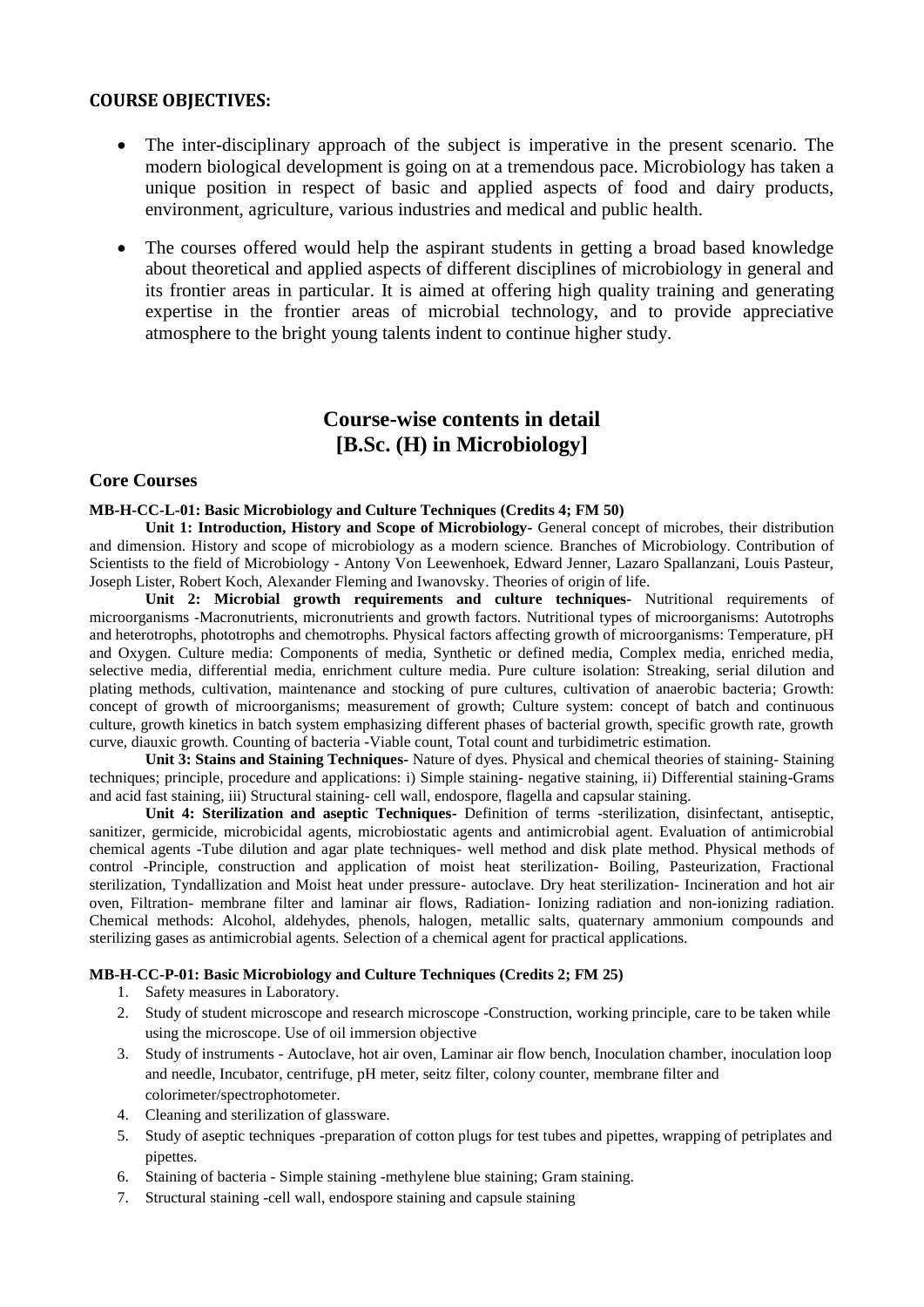**COURSE OBJECTIVES:**

- The inter-disciplinary approach of the subject is imperative in the present scenario. The modern biological development is going on at a tremendous pace. Microbiology has taken a unique position in respect of basic and applied aspects of food and dairy products, environment, agriculture, various industries and medical and public health.

- The courses offered would help the aspirant students in getting a broad based knowledge about theoretical and applied aspects of different disciplines of microbiology in general and its frontier areas in particular. It is aimed at offering high quality training and generating expertise in the frontier areas of microbial technology, and to provide appreciative atmosphere to the bright young talents indent to continue higher study.

# Course-wise contents in detail
# [B.Sc. (H) in Microbiology]

## Core Courses

**MB-H-CC-L-01: Basic Microbiology and Culture Techniques (Credits 4; FM 50)**

**Unit 1: Introduction, History and Scope of Microbiology-** General concept of microbes, their distribution and dimension. History and scope of microbiology as a modern science. Branches of Microbiology. Contribution of Scientists to the field of Microbiology - Antony Von Leewenhoek, Edward Jenner, Lazaro Spallanzani, Louis Pasteur, Joseph Lister, Robert Koch, Alexander Fleming and Iwanovsky. Theories of origin of life.

**Unit 2: Microbial growth requirements and culture techniques-** Nutritional requirements of microorganisms -Macronutrients, micronutrients and growth factors. Nutritional types of microorganisms: Autotrophs and heterotrophs, phototrophs and chemotrophs. Physical factors affecting growth of microorganisms: Temperature, pH and Oxygen. Culture media: Components of media, Synthetic or defined media, Complex media, enriched media, selective media, differential media, enrichment culture media. Pure culture isolation: Streaking, serial dilution and plating methods, cultivation, maintenance and stocking of pure cultures, cultivation of anaerobic bacteria; Growth: concept of growth of microorganisms; measurement of growth; Culture system: concept of batch and continuous culture, growth kinetics in batch system emphasizing different phases of bacterial growth, specific growth rate, growth curve, diauxic growth. Counting of bacteria -Viable count, Total count and turbidimetric estimation.

**Unit 3: Stains and Staining Techniques-** Nature of dyes. Physical and chemical theories of staining- Staining techniques; principle, procedure and applications: i) Simple staining- negative staining, ii) Differential staining-Grams and acid fast staining, iii) Structural staining- cell wall, endospore, flagella and capsular staining.

**Unit 4: Sterilization and aseptic Techniques-** Definition of terms -sterilization, disinfectant, antiseptic, sanitizer, germicide, microbicidal agents, microbiostatic agents and antimicrobial agent. Evaluation of antimicrobial chemical agents -Tube dilution and agar plate techniques- well method and disk plate method. Physical methods of control -Principle, construction and application of moist heat sterilization- Boiling, Pasteurization, Fractional sterilization, Tyndallization and Moist heat under pressure- autoclave. Dry heat sterilization- Incineration and hot air oven, Filtration- membrane filter and laminar air flows, Radiation- Ionizing radiation and non-ionizing radiation. Chemical methods: Alcohol, aldehydes, phenols, halogen, metallic salts, quaternary ammonium compounds and sterilizing gases as antimicrobial agents. Selection of a chemical agent for practical applications.

**MB-H-CC-P-01: Basic Microbiology and Culture Techniques (Credits 2; FM 25)**

1. Safety measures in Laboratory.
2. Study of student microscope and research microscope -Construction, working principle, care to be taken while using the microscope. Use of oil immersion objective
3. Study of instruments - Autoclave, hot air oven, Laminar air flow bench, Inoculation chamber, inoculation loop and needle, Incubator, centrifuge, pH meter, seitz filter, colony counter, membrane filter and colorimeter/spectrophotometer.
4. Cleaning and sterilization of glassware.
5. Study of aseptic techniques -preparation of cotton plugs for test tubes and pipettes, wrapping of petriplates and pipettes.
6. Staining of bacteria - Simple staining -methylene blue staining; Gram staining.
7. Structural staining -cell wall, endospore staining and capsule staining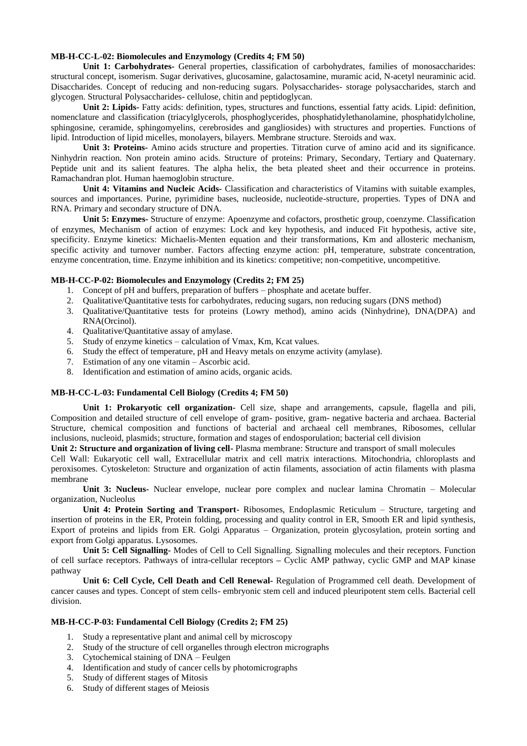**MB-H-CC-L-02: Biomolecules and Enzymology (Credits 4; FM 50)**

**Unit 1: Carbohydrates-** General properties, classification of carbohydrates, families of monosaccharides: structural concept, isomerism. Sugar derivatives, glucosamine, galactosamine, muramic acid, N-acetyl neuraminic acid. Disaccharides. Concept of reducing and non-reducing sugars. Polysaccharides- storage polysaccharides, starch and glycogen. Structural Polysaccharides- cellulose, chitin and peptidoglycan.

**Unit 2: Lipids-** Fatty acids: definition, types, structures and functions, essential fatty acids. Lipid: definition, nomenclature and classification (triacylglycerols, phosphoglycerides, phosphatidylethanolamine, phosphatidylcholine, sphingosine, ceramide, sphingomyelins, cerebrosides and gangliosides) with structures and properties. Functions of lipid. Introduction of lipid micelles, monolayers, bilayers. Membrane structure. Steroids and wax.

**Unit 3: Proteins-** Amino acids structure and properties. Titration curve of amino acid and its significance. Ninhydrin reaction. Non protein amino acids. Structure of proteins: Primary, Secondary, Tertiary and Quaternary. Peptide unit and its salient features. The alpha helix, the beta pleated sheet and their occurrence in proteins. Ramachandran plot. Human haemoglobin structure.

**Unit 4: Vitamins and Nucleic Acids-** Classification and characteristics of Vitamins with suitable examples, sources and importances. Purine, pyrimidine bases, nucleoside, nucleotide-structure, properties. Types of DNA and RNA. Primary and secondary structure of DNA.

**Unit 5: Enzymes-** Structure of enzyme: Apoenzyme and cofactors, prosthetic group, coenzyme. Classification of enzymes, Mechanism of action of enzymes: Lock and key hypothesis, and induced Fit hypothesis, active site, specificity. Enzyme kinetics: Michaelis-Menten equation and their transformations, Km and allosteric mechanism, specific activity and turnover number. Factors affecting enzyme action: pH, temperature, substrate concentration, enzyme concentration, time. Enzyme inhibition and its kinetics: competitive; non-competitive, uncompetitive.

**MB-H-CC-P-02: Biomolecules and Enzymology (Credits 2; FM 25)**

1. Concept of pH and buffers, preparation of buffers – phosphate and acetate buffer.
2. Qualitative/Quantitative tests for carbohydrates, reducing sugars, non reducing sugars (DNS method)
3. Qualitative/Quantitative tests for proteins (Lowry method), amino acids (Ninhydrine), DNA(DPA) and RNA(Orcinol).
4. Qualitative/Quantitative assay of amylase.
5. Study of enzyme kinetics – calculation of Vmax, Km, Kcat values.
6. Study the effect of temperature, pH and Heavy metals on enzyme activity (amylase).
7. Estimation of any one vitamin – Ascorbic acid.
8. Identification and estimation of amino acids, organic acids.

**MB-H-CC-L-03: Fundamental Cell Biology (Credits 4; FM 50)**

**Unit 1: Prokaryotic cell organization-** Cell size, shape and arrangements, capsule, flagella and pili, Composition and detailed structure of cell envelope of gram- positive, gram- negative bacteria and archaea. Bacterial Structure, chemical composition and functions of bacterial and archaeal cell membranes, Ribosomes, cellular inclusions, nucleoid, plasmids; structure, formation and stages of endosporulation; bacterial cell division

**Unit 2: Structure and organization of living cell-** Plasma membrane: Structure and transport of small molecules

Cell Wall: Eukaryotic cell wall, Extracellular matrix and cell matrix interactions. Mitochondria, chloroplasts and peroxisomes. Cytoskeleton: Structure and organization of actin filaments, association of actin filaments with plasma membrane

**Unit 3: Nucleus-** Nuclear envelope, nuclear pore complex and nuclear lamina Chromatin – Molecular organization, Nucleolus

**Unit 4: Protein Sorting and Transport-** Ribosomes, Endoplasmic Reticulum – Structure, targeting and insertion of proteins in the ER, Protein folding, processing and quality control in ER, Smooth ER and lipid synthesis, Export of proteins and lipids from ER. Golgi Apparatus – Organization, protein glycosylation, protein sorting and export from Golgi apparatus. Lysosomes.

**Unit 5: Cell Signalling-** Modes of Cell to Cell Signalling. Signalling molecules and their receptors. Function of cell surface receptors. Pathways of intra-cellular receptors – Cyclic AMP pathway, cyclic GMP and MAP kinase pathway

**Unit 6: Cell Cycle, Cell Death and Cell Renewal-** Regulation of Programmed cell death. Development of cancer causes and types. Concept of stem cells- embryonic stem cell and induced pleuripotent stem cells. Bacterial cell division.

**MB-H-CC-P-03: Fundamental Cell Biology (Credits 2; FM 25)**

1. Study a representative plant and animal cell by microscopy
2. Study of the structure of cell organelles through electron micrographs
3. Cytochemical staining of DNA – Feulgen
4. Identification and study of cancer cells by photomicrographs
5. Study of different stages of Mitosis
6. Study of different stages of Meiosis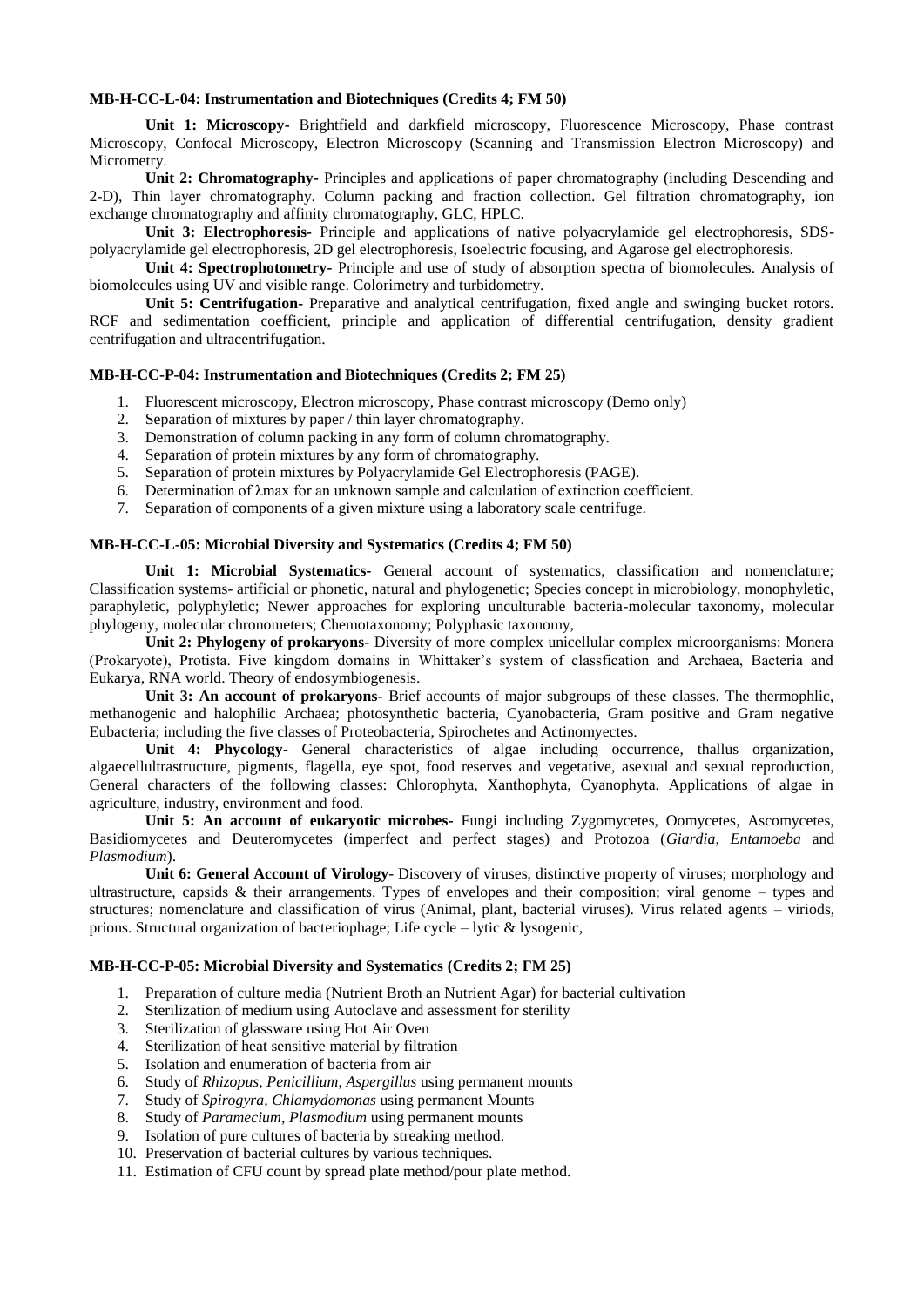**MB-H-CC-L-04: Instrumentation and Biotechniques (Credits 4; FM 50)**

**Unit 1: Microscopy-** Brightfield and darkfield microscopy, Fluorescence Microscopy, Phase contrast Microscopy, Confocal Microscopy, Electron Microscopy (Scanning and Transmission Electron Microscopy) and Micrometry.

**Unit 2: Chromatography-** Principles and applications of paper chromatography (including Descending and 2-D), Thin layer chromatography. Column packing and fraction collection. Gel filtration chromatography, ion exchange chromatography and affinity chromatography, GLC, HPLC.

**Unit 3: Electrophoresis-** Principle and applications of native polyacrylamide gel electrophoresis, SDS-polyacrylamide gel electrophoresis, 2D gel electrophoresis, Isoelectric focusing, and Agarose gel electrophoresis.

**Unit 4: Spectrophotometry-** Principle and use of study of absorption spectra of biomolecules. Analysis of biomolecules using UV and visible range. Colorimetry and turbidometry.

**Unit 5: Centrifugation-** Preparative and analytical centrifugation, fixed angle and swinging bucket rotors. RCF and sedimentation coefficient, principle and application of differential centrifugation, density gradient centrifugation and ultracentrifugation.

**MB-H-CC-P-04: Instrumentation and Biotechniques (Credits 2; FM 25)**

1. Fluorescent microscopy, Electron microscopy, Phase contrast microscopy (Demo only)
2. Separation of mixtures by paper / thin layer chromatography.
3. Demonstration of column packing in any form of column chromatography.
4. Separation of protein mixtures by any form of chromatography.
5. Separation of protein mixtures by Polyacrylamide Gel Electrophoresis (PAGE).
6. Determination of λmax for an unknown sample and calculation of extinction coefficient.
7. Separation of components of a given mixture using a laboratory scale centrifuge.

**MB-H-CC-L-05: Microbial Diversity and Systematics (Credits 4; FM 50)**

**Unit 1: Microbial Systematics-** General account of systematics, classification and nomenclature; Classification systems- artificial or phonetic, natural and phylogenetic; Species concept in microbiology, monophyletic, paraphyletic, polyphyletic; Newer approaches for exploring unculturable bacteria-molecular taxonomy, molecular phylogeny, molecular chronometers; Chemotaxonomy; Polyphasic taxonomy,

**Unit 2: Phylogeny of prokaryons-** Diversity of more complex unicellular complex microorganisms: Monera (Prokaryote), Protista. Five kingdom domains in Whittaker's system of classfication and Archaea, Bacteria and Eukarya, RNA world. Theory of endosymbiogenesis.

**Unit 3: An account of prokaryons-** Brief accounts of major subgroups of these classes. The thermophlic, methanogenic and halophilic Archaea; photosynthetic bacteria, Cyanobacteria, Gram positive and Gram negative Eubacteria; including the five classes of Proteobacteria, Spirochetes and Actinomyectes.

**Unit 4: Phycology-** General characteristics of algae including occurrence, thallus organization, algaecellultrastructure, pigments, flagella, eye spot, food reserves and vegetative, asexual and sexual reproduction, General characters of the following classes: Chlorophyta, Xanthophyta, Cyanophyta. Applications of algae in agriculture, industry, environment and food.

**Unit 5: An account of eukaryotic microbes-** Fungi including Zygomycetes, Oomycetes, Ascomycetes, Basidiomycetes and Deuteromycetes (imperfect and perfect stages) and Protozoa (*Giardia*, *Entamoeba* and *Plasmodium*).

**Unit 6: General Account of Virology**- Discovery of viruses, distinctive property of viruses; morphology and ultrastructure, capsids & their arrangements. Types of envelopes and their composition; viral genome – types and structures; nomenclature and classification of virus (Animal, plant, bacterial viruses). Virus related agents – viriods, prions. Structural organization of bacteriophage; Life cycle – lytic & lysogenic,

**MB-H-CC-P-05: Microbial Diversity and Systematics (Credits 2; FM 25)**

1. Preparation of culture media (Nutrient Broth an Nutrient Agar) for bacterial cultivation
2. Sterilization of medium using Autoclave and assessment for sterility
3. Sterilization of glassware using Hot Air Oven
4. Sterilization of heat sensitive material by filtration
5. Isolation and enumeration of bacteria from air
6. Study of *Rhizopus*, *Penicillium*, *Aspergillus* using permanent mounts
7. Study of *Spirogyra*, *Chlamydomonas* using permanent Mounts
8. Study of *Paramecium*, *Plasmodium* using permanent mounts
9. Isolation of pure cultures of bacteria by streaking method.
10. Preservation of bacterial cultures by various techniques.
11. Estimation of CFU count by spread plate method/pour plate method.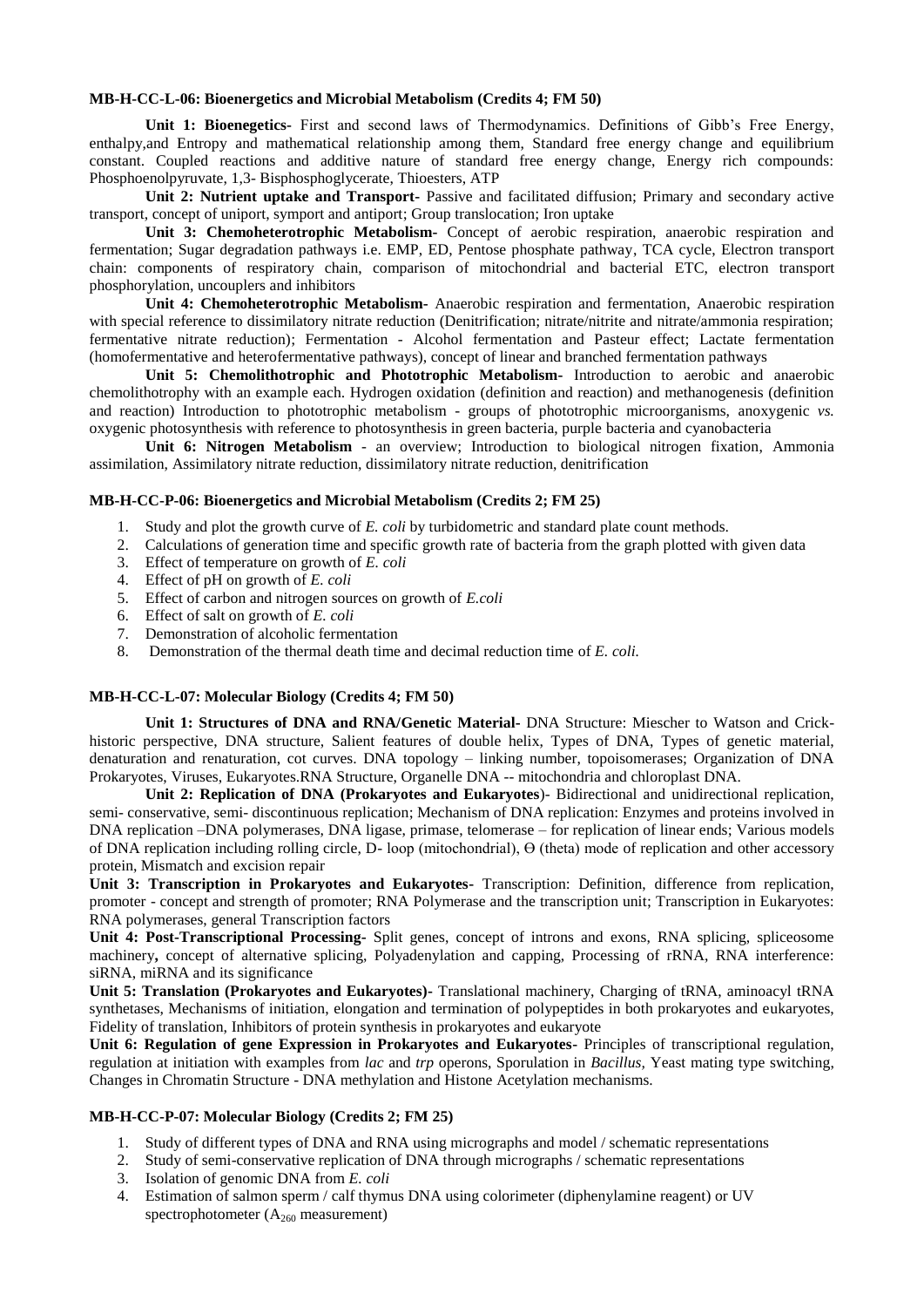**MB-H-CC-L-06: Bioenergetics and Microbial Metabolism (Credits 4; FM 50)**

**Unit 1: Bioenegetics-** First and second laws of Thermodynamics. Definitions of Gibb's Free Energy, enthalpy,and Entropy and mathematical relationship among them, Standard free energy change and equilibrium constant. Coupled reactions and additive nature of standard free energy change, Energy rich compounds: Phosphoenolpyruvate, 1,3- Bisphosphoglycerate, Thioesters, ATP

**Unit 2: Nutrient uptake and Transport-** Passive and facilitated diffusion; Primary and secondary active transport, concept of uniport, symport and antiport; Group translocation; Iron uptake

**Unit 3: Chemoheterotrophic Metabolism-** Concept of aerobic respiration, anaerobic respiration and fermentation; Sugar degradation pathways i.e. EMP, ED, Pentose phosphate pathway, TCA cycle, Electron transport chain: components of respiratory chain, comparison of mitochondrial and bacterial ETC, electron transport phosphorylation, uncouplers and inhibitors

**Unit 4: Chemoheterotrophic Metabolism-** Anaerobic respiration and fermentation, Anaerobic respiration with special reference to dissimilatory nitrate reduction (Denitrification; nitrate/nitrite and nitrate/ammonia respiration; fermentative nitrate reduction); Fermentation - Alcohol fermentation and Pasteur effect; Lactate fermentation (homofermentative and heterofermentative pathways), concept of linear and branched fermentation pathways

**Unit 5: Chemolithotrophic and Phototrophic Metabolism-** Introduction to aerobic and anaerobic chemolithotrophy with an example each. Hydrogen oxidation (definition and reaction) and methanogenesis (definition and reaction) Introduction to phototrophic metabolism - groups of phototrophic microorganisms, anoxygenic *vs.* oxygenic photosynthesis with reference to photosynthesis in green bacteria, purple bacteria and cyanobacteria

**Unit 6: Nitrogen Metabolism** - an overview; Introduction to biological nitrogen fixation, Ammonia assimilation, Assimilatory nitrate reduction, dissimilatory nitrate reduction, denitrification

**MB-H-CC-P-06: Bioenergetics and Microbial Metabolism (Credits 2; FM 25)**

1. Study and plot the growth curve of *E. coli* by turbidometric and standard plate count methods.
2. Calculations of generation time and specific growth rate of bacteria from the graph plotted with given data
3. Effect of temperature on growth of *E. coli*
4. Effect of pH on growth of *E. coli*
5. Effect of carbon and nitrogen sources on growth of *E.coli*
6. Effect of salt on growth of *E. coli*
7. Demonstration of alcoholic fermentation
8. Demonstration of the thermal death time and decimal reduction time of *E. coli.*

**MB-H-CC-L-07: Molecular Biology (Credits 4; FM 50)**

**Unit 1: Structures of DNA and RNA/Genetic Material-** DNA Structure: Miescher to Watson and Crick-historic perspective, DNA structure, Salient features of double helix, Types of DNA, Types of genetic material, denaturation and renaturation, cot curves. DNA topology – linking number, topoisomerases; Organization of DNA Prokaryotes, Viruses, Eukaryotes.RNA Structure, Organelle DNA -- mitochondria and chloroplast DNA.

**Unit 2: Replication of DNA (Prokaryotes and Eukaryotes**)- Bidirectional and unidirectional replication, semi- conservative, semi- discontinuous replication; Mechanism of DNA replication: Enzymes and proteins involved in DNA replication –DNA polymerases, DNA ligase, primase, telomerase – for replication of linear ends; Various models of DNA replication including rolling circle, D- loop (mitochondrial), Ө (theta) mode of replication and other accessory protein, Mismatch and excision repair

**Unit 3: Transcription in Prokaryotes and Eukaryotes**- Transcription: Definition, difference from replication, promoter - concept and strength of promoter; RNA Polymerase and the transcription unit; Transcription in Eukaryotes: RNA polymerases, general Transcription factors

**Unit 4: Post-Transcriptional Processing**- Split genes, concept of introns and exons, RNA splicing, spliceosome machinery**,** concept of alternative splicing, Polyadenylation and capping, Processing of rRNA, RNA interference: siRNA, miRNA and its significance

**Unit 5: Translation (Prokaryotes and Eukaryotes)-** Translational machinery, Charging of tRNA, aminoacyl tRNA synthetases, Mechanisms of initiation, elongation and termination of polypeptides in both prokaryotes and eukaryotes, Fidelity of translation, Inhibitors of protein synthesis in prokaryotes and eukaryote

**Unit 6: Regulation of gene Expression in Prokaryotes and Eukaryotes**- Principles of transcriptional regulation, regulation at initiation with examples from *lac* and *trp* operons, Sporulation in *Bacillus,* Yeast mating type switching, Changes in Chromatin Structure - DNA methylation and Histone Acetylation mechanisms.

**MB-H-CC-P-07: Molecular Biology (Credits 2; FM 25)**

1. Study of different types of DNA and RNA using micrographs and model / schematic representations
2. Study of semi-conservative replication of DNA through micrographs / schematic representations
3. Isolation of genomic DNA from *E. coli*
4. Estimation of salmon sperm / calf thymus DNA using colorimeter (diphenylamine reagent) or UV spectrophotometer ($A_{260}$ measurement)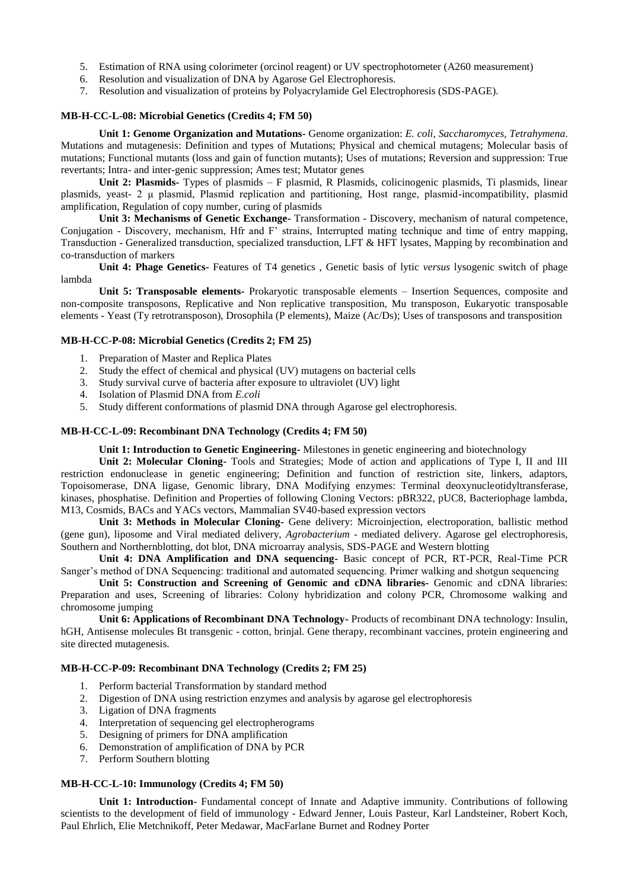5. Estimation of RNA using colorimeter (orcinol reagent) or UV spectrophotometer (A260 measurement)
6. Resolution and visualization of DNA by Agarose Gel Electrophoresis.
7. Resolution and visualization of proteins by Polyacrylamide Gel Electrophoresis (SDS-PAGE).

**MB-H-CC-L-08: Microbial Genetics (Credits 4; FM 50)**

**Unit 1: Genome Organization and Mutations-** Genome organization: *E. coli, Saccharomyces, Tetrahymena*. Mutations and mutagenesis: Definition and types of Mutations; Physical and chemical mutagens; Molecular basis of mutations; Functional mutants (loss and gain of function mutants); Uses of mutations; Reversion and suppression: True revertants; Intra- and inter-genic suppression; Ames test; Mutator genes

**Unit 2: Plasmids-** Types of plasmids – F plasmid, R Plasmids, colicinogenic plasmids, Ti plasmids, linear plasmids, yeast- 2 μ plasmid, Plasmid replication and partitioning, Host range, plasmid-incompatibility, plasmid amplification, Regulation of copy number, curing of plasmids

**Unit 3: Mechanisms of Genetic Exchange-** Transformation - Discovery, mechanism of natural competence, Conjugation - Discovery, mechanism, Hfr and F' strains, Interrupted mating technique and time of entry mapping, Transduction - Generalized transduction, specialized transduction, LFT & HFT lysates, Mapping by recombination and co-transduction of markers

**Unit 4: Phage Genetics-** Features of T4 genetics , Genetic basis of lytic *versus* lysogenic switch of phage lambda

**Unit 5: Transposable elements-** Prokaryotic transposable elements – Insertion Sequences, composite and non-composite transposons, Replicative and Non replicative transposition, Mu transposon, Eukaryotic transposable elements - Yeast (Ty retrotransposon), Drosophila (P elements), Maize (Ac/Ds); Uses of transposons and transposition

**MB-H-CC-P-08: Microbial Genetics (Credits 2; FM 25)**

1. Preparation of Master and Replica Plates
2. Study the effect of chemical and physical (UV) mutagens on bacterial cells
3. Study survival curve of bacteria after exposure to ultraviolet (UV) light
4. Isolation of Plasmid DNA from *E.coli*
5. Study different conformations of plasmid DNA through Agarose gel electrophoresis.

**MB-H-CC-L-09: Recombinant DNA Technology (Credits 4; FM 50)**

**Unit 1: Introduction to Genetic Engineering-** Milestones in genetic engineering and biotechnology

**Unit 2: Molecular Cloning-** Tools and Strategies; Mode of action and applications of Type I, II and III restriction endonuclease in genetic engineering; Definition and function of restriction site, linkers, adaptors, Topoisomerase, DNA ligase, Genomic library, DNA Modifying enzymes: Terminal deoxynucleotidyltransferase, kinases, phosphatise. Definition and Properties of following Cloning Vectors: pBR322, pUC8, Bacteriophage lambda, M13, Cosmids, BACs and YACs vectors, Mammalian SV40-based expression vectors

**Unit 3: Methods in Molecular Cloning-** Gene delivery: Microinjection, electroporation, ballistic method (gene gun), liposome and Viral mediated delivery, *Agrobacterium* - mediated delivery. Agarose gel electrophoresis, Southern and Northernblotting, dot blot, DNA microarray analysis, SDS-PAGE and Western blotting

**Unit 4: DNA Amplification and DNA sequencing-** Basic concept of PCR, RT-PCR, Real-Time PCR Sanger's method of DNA Sequencing: traditional and automated sequencing. Primer walking and shotgun sequencing

**Unit 5: Construction and Screening of Genomic and cDNA libraries-** Genomic and cDNA libraries: Preparation and uses, Screening of libraries: Colony hybridization and colony PCR, Chromosome walking and chromosome jumping

**Unit 6: Applications of Recombinant DNA Technology-** Products of recombinant DNA technology: Insulin, hGH, Antisense molecules Bt transgenic - cotton, brinjal. Gene therapy, recombinant vaccines, protein engineering and site directed mutagenesis.

**MB-H-CC-P-09: Recombinant DNA Technology (Credits 2; FM 25)**

1. Perform bacterial Transformation by standard method
2. Digestion of DNA using restriction enzymes and analysis by agarose gel electrophoresis
3. Ligation of DNA fragments
4. Interpretation of sequencing gel electropherograms
5. Designing of primers for DNA amplification
6. Demonstration of amplification of DNA by PCR
7. Perform Southern blotting

**MB-H-CC-L-10: Immunology (Credits 4; FM 50)**

**Unit 1: Introduction-** Fundamental concept of Innate and Adaptive immunity. Contributions of following scientists to the development of field of immunology - Edward Jenner, Louis Pasteur, Karl Landsteiner, Robert Koch, Paul Ehrlich, Elie Metchnikoff, Peter Medawar, MacFarlane Burnet and Rodney Porter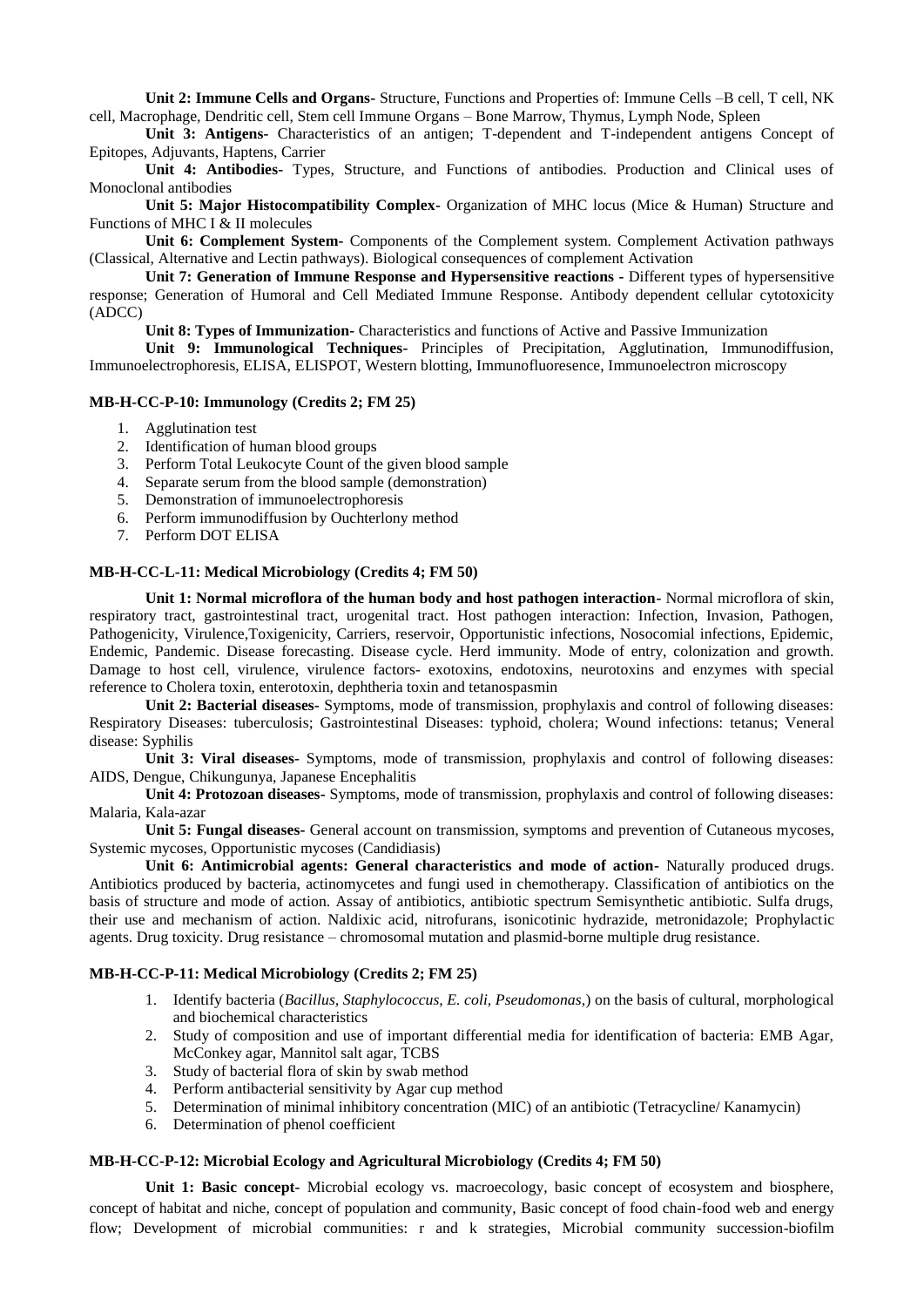**Unit 2: Immune Cells and Organs-** Structure, Functions and Properties of: Immune Cells –B cell, T cell, NK cell, Macrophage, Dendritic cell, Stem cell Immune Organs – Bone Marrow, Thymus, Lymph Node, Spleen

**Unit 3: Antigens-** Characteristics of an antigen; T-dependent and T-independent antigens Concept of Epitopes, Adjuvants, Haptens, Carrier

**Unit 4: Antibodies-** Types, Structure, and Functions of antibodies. Production and Clinical uses of Monoclonal antibodies

**Unit 5: Major Histocompatibility Complex-** Organization of MHC locus (Mice & Human) Structure and Functions of MHC I & II molecules

**Unit 6: Complement System-** Components of the Complement system. Complement Activation pathways (Classical, Alternative and Lectin pathways). Biological consequences of complement Activation

**Unit 7: Generation of Immune Response and Hypersensitive reactions -** Different types of hypersensitive response; Generation of Humoral and Cell Mediated Immune Response. Antibody dependent cellular cytotoxicity (ADCC)

**Unit 8: Types of Immunization-** Characteristics and functions of Active and Passive Immunization

**Unit 9: Immunological Techniques-** Principles of Precipitation, Agglutination, Immunodiffusion, Immunoelectrophoresis, ELISA, ELISPOT, Western blotting, Immunofluoresence, Immunoelectron microscopy

#### MB-H-CC-P-10: Immunology (Credits 2; FM 25)

1. Agglutination test
2. Identification of human blood groups
3. Perform Total Leukocyte Count of the given blood sample
4. Separate serum from the blood sample (demonstration)
5. Demonstration of immunoelectrophoresis
6. Perform immunodiffusion by Ouchterlony method
7. Perform DOT ELISA

#### MB-H-CC-L-11: Medical Microbiology (Credits 4; FM 50)

**Unit 1: Normal microflora of the human body and host pathogen interaction-** Normal microflora of skin, respiratory tract, gastrointestinal tract, urogenital tract. Host pathogen interaction: Infection, Invasion, Pathogen, Pathogenicity, Virulence,Toxigenicity, Carriers, reservoir, Opportunistic infections, Nosocomial infections, Epidemic, Endemic, Pandemic. Disease forecasting. Disease cycle. Herd immunity. Mode of entry, colonization and growth. Damage to host cell, virulence, virulence factors- exotoxins, endotoxins, neurotoxins and enzymes with special reference to Cholera toxin, enterotoxin, dephtheria toxin and tetanospasmin

**Unit 2: Bacterial diseases-** Symptoms, mode of transmission, prophylaxis and control of following diseases: Respiratory Diseases: tuberculosis; Gastrointestinal Diseases: typhoid, cholera; Wound infections: tetanus; Veneral disease: Syphilis

**Unit 3: Viral diseases-** Symptoms, mode of transmission, prophylaxis and control of following diseases: AIDS, Dengue, Chikungunya, Japanese Encephalitis

**Unit 4: Protozoan diseases-** Symptoms, mode of transmission, prophylaxis and control of following diseases: Malaria, Kala-azar

**Unit 5: Fungal diseases-** General account on transmission, symptoms and prevention of Cutaneous mycoses, Systemic mycoses, Opportunistic mycoses (Candidiasis)

**Unit 6: Antimicrobial agents: General characteristics and mode of action-** Naturally produced drugs. Antibiotics produced by bacteria, actinomycetes and fungi used in chemotherapy. Classification of antibiotics on the basis of structure and mode of action. Assay of antibiotics, antibiotic spectrum Semisynthetic antibiotic. Sulfa drugs, their use and mechanism of action. Naldixic acid, nitrofurans, isonicotinic hydrazide, metronidazole; Prophylactic agents. Drug toxicity. Drug resistance – chromosomal mutation and plasmid-borne multiple drug resistance.

#### MB-H-CC-P-11: Medical Microbiology (Credits 2; FM 25)

1. Identify bacteria (*Bacillus, Staphylococcus, E. coli, Pseudomonas,*) on the basis of cultural, morphological and biochemical characteristics
2. Study of composition and use of important differential media for identification of bacteria: EMB Agar, McConkey agar, Mannitol salt agar, TCBS
3. Study of bacterial flora of skin by swab method
4. Perform antibacterial sensitivity by Agar cup method
5. Determination of minimal inhibitory concentration (MIC) of an antibiotic (Tetracycline/ Kanamycin)
6. Determination of phenol coefficient

#### MB-H-CC-P-12: Microbial Ecology and Agricultural Microbiology (Credits 4; FM 50)

**Unit 1: Basic concept-** Microbial ecology vs. macroecology, basic concept of ecosystem and biosphere, concept of habitat and niche, concept of population and community, Basic concept of food chain-food web and energy flow; Development of microbial communities: r and k strategies, Microbial community succession-biofilm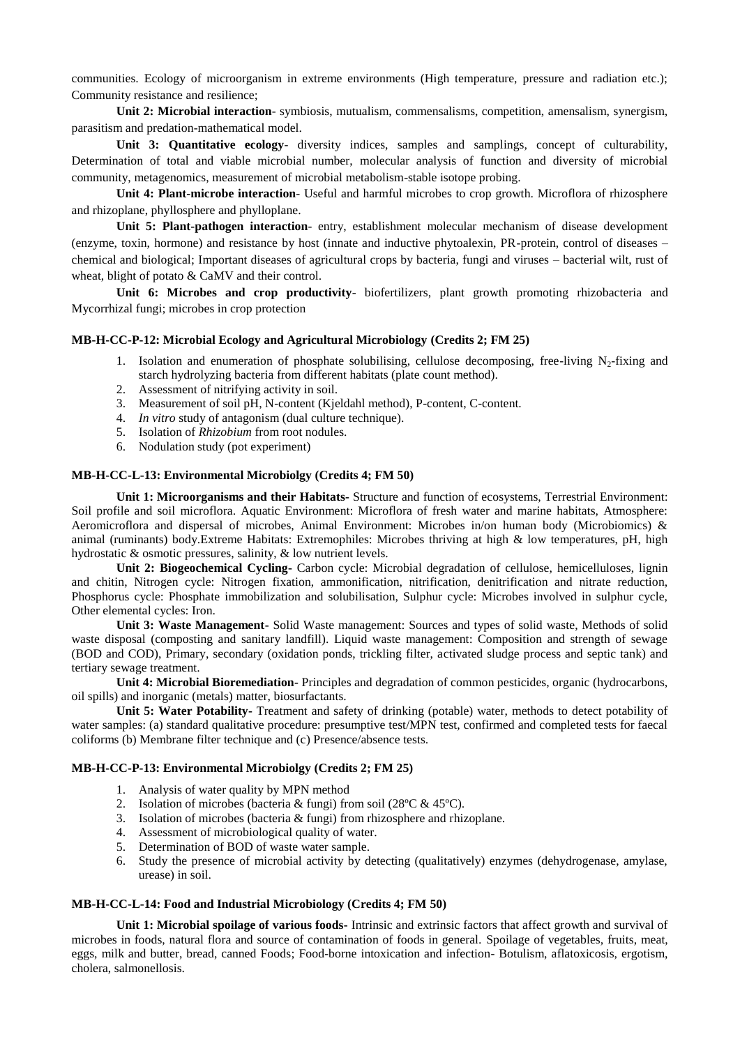communities. Ecology of microorganism in extreme environments (High temperature, pressure and radiation etc.); Community resistance and resilience;

**Unit 2: Microbial interaction**- symbiosis, mutualism, commensalisms, competition, amensalism, synergism, parasitism and predation-mathematical model.

**Unit 3: Quantitative ecology**- diversity indices, samples and samplings, concept of culturability, Determination of total and viable microbial number, molecular analysis of function and diversity of microbial community, metagenomics, measurement of microbial metabolism-stable isotope probing.

**Unit 4: Plant-microbe interaction**- Useful and harmful microbes to crop growth. Microflora of rhizosphere and rhizoplane, phyllosphere and phylloplane.

**Unit 5: Plant-pathogen interaction**- entry, establishment molecular mechanism of disease development (enzyme, toxin, hormone) and resistance by host (innate and inductive phytoalexin, PR-protein, control of diseases – chemical and biological; Important diseases of agricultural crops by bacteria, fungi and viruses – bacterial wilt, rust of wheat, blight of potato & CaMV and their control.

**Unit 6: Microbes and crop productivity**- biofertilizers, plant growth promoting rhizobacteria and Mycorrhizal fungi; microbes in crop protection

#### MB-H-CC-P-12: Microbial Ecology and Agricultural Microbiology (Credits 2; FM 25)

1. Isolation and enumeration of phosphate solubilising, cellulose decomposing, free-living $N_2$-fixing and starch hydrolyzing bacteria from different habitats (plate count method).
2. Assessment of nitrifying activity in soil.
3. Measurement of soil pH, N-content (Kjeldahl method), P-content, C-content.
4. *In vitro* study of antagonism (dual culture technique).
5. Isolation of *Rhizobium* from root nodules.
6. Nodulation study (pot experiment)

#### MB-H-CC-L-13: Environmental Microbiolgy (Credits 4; FM 50)

**Unit 1: Microorganisms and their Habitats-** Structure and function of ecosystems, Terrestrial Environment: Soil profile and soil microflora. Aquatic Environment: Microflora of fresh water and marine habitats, Atmosphere: Aeromicroflora and dispersal of microbes, Animal Environment: Microbes in/on human body (Microbiomics) & animal (ruminants) body.Extreme Habitats: Extremophiles: Microbes thriving at high & low temperatures, pH, high hydrostatic & osmotic pressures, salinity, & low nutrient levels.

**Unit 2: Biogeochemical Cycling-** Carbon cycle: Microbial degradation of cellulose, hemicelluloses, lignin and chitin, Nitrogen cycle: Nitrogen fixation, ammonification, nitrification, denitrification and nitrate reduction, Phosphorus cycle: Phosphate immobilization and solubilisation, Sulphur cycle: Microbes involved in sulphur cycle, Other elemental cycles: Iron.

**Unit 3: Waste Management-** Solid Waste management: Sources and types of solid waste, Methods of solid waste disposal (composting and sanitary landfill). Liquid waste management: Composition and strength of sewage (BOD and COD), Primary, secondary (oxidation ponds, trickling filter, activated sludge process and septic tank) and tertiary sewage treatment.

**Unit 4: Microbial Bioremediation-** Principles and degradation of common pesticides, organic (hydrocarbons, oil spills) and inorganic (metals) matter, biosurfactants.

**Unit 5: Water Potability-** Treatment and safety of drinking (potable) water, methods to detect potability of water samples: (a) standard qualitative procedure: presumptive test/MPN test, confirmed and completed tests for faecal coliforms (b) Membrane filter technique and (c) Presence/absence tests.

#### MB-H-CC-P-13: Environmental Microbiolgy (Credits 2; FM 25)

1. Analysis of water quality by MPN method
2. Isolation of microbes (bacteria & fungi) from soil (28ºC & 45ºC).
3. Isolation of microbes (bacteria & fungi) from rhizosphere and rhizoplane.
4. Assessment of microbiological quality of water.
5. Determination of BOD of waste water sample.
6. Study the presence of microbial activity by detecting (qualitatively) enzymes (dehydrogenase, amylase, urease) in soil.

#### MB-H-CC-L-14: Food and Industrial Microbiology (Credits 4; FM 50)

**Unit 1: Microbial spoilage of various foods-** Intrinsic and extrinsic factors that affect growth and survival of microbes in foods, natural flora and source of contamination of foods in general. Spoilage of vegetables, fruits, meat, eggs, milk and butter, bread, canned Foods; Food-borne intoxication and infection- Botulism, aflatoxicosis, ergotism, cholera, salmonellosis.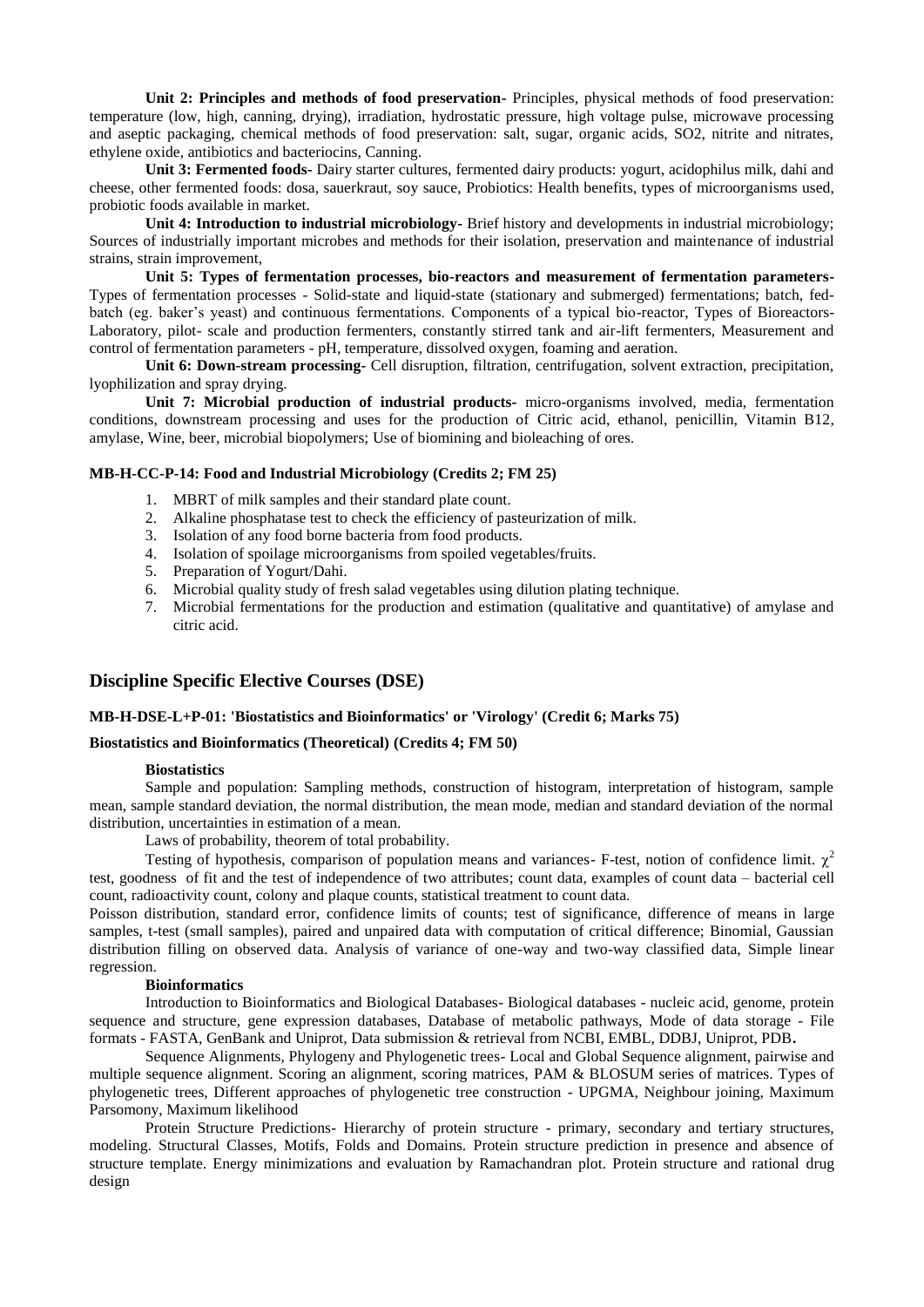**Unit 2: Principles and methods of food preservation-** Principles, physical methods of food preservation: temperature (low, high, canning, drying), irradiation, hydrostatic pressure, high voltage pulse, microwave processing and aseptic packaging, chemical methods of food preservation: salt, sugar, organic acids, SO2, nitrite and nitrates, ethylene oxide, antibiotics and bacteriocins, Canning.

**Unit 3: Fermented foods-** Dairy starter cultures, fermented dairy products: yogurt, acidophilus milk, dahi and cheese, other fermented foods: dosa, sauerkraut, soy sauce, Probiotics: Health benefits, types of microorganisms used, probiotic foods available in market.

**Unit 4: Introduction to industrial microbiology-** Brief history and developments in industrial microbiology; Sources of industrially important microbes and methods for their isolation, preservation and maintenance of industrial strains, strain improvement,

**Unit 5: Types of fermentation processes, bio-reactors and measurement of fermentation parameters-** Types of fermentation processes - Solid-state and liquid-state (stationary and submerged) fermentations; batch, fed-batch (eg. baker's yeast) and continuous fermentations. Components of a typical bio-reactor, Types of Bioreactors-Laboratory, pilot- scale and production fermenters, constantly stirred tank and air-lift fermenters, Measurement and control of fermentation parameters - pH, temperature, dissolved oxygen, foaming and aeration.

**Unit 6: Down-stream processing-** Cell disruption, filtration, centrifugation, solvent extraction, precipitation, lyophilization and spray drying.

**Unit 7: Microbial production of industrial products-** micro-organisms involved, media, fermentation conditions, downstream processing and uses for the production of Citric acid, ethanol, penicillin, Vitamin B12, amylase, Wine, beer, microbial biopolymers; Use of biomining and bioleaching of ores.

**MB-H-CC-P-14: Food and Industrial Microbiology (Credits 2; FM 25)**

1. MBRT of milk samples and their standard plate count.
2. Alkaline phosphatase test to check the efficiency of pasteurization of milk.
3. Isolation of any food borne bacteria from food products.
4. Isolation of spoilage microorganisms from spoiled vegetables/fruits.
5. Preparation of Yogurt/Dahi.
6. Microbial quality study of fresh salad vegetables using dilution plating technique.
7. Microbial fermentations for the production and estimation (qualitative and quantitative) of amylase and citric acid.

## Discipline Specific Elective Courses (DSE)

**MB-H-DSE-L+P-01: 'Biostatistics and Bioinformatics' or 'Virology' (Credit 6; Marks 75)**

**Biostatistics and Bioinformatics (Theoretical) (Credits 4; FM 50)**

**Biostatistics**

Sample and population: Sampling methods, construction of histogram, interpretation of histogram, sample mean, sample standard deviation, the normal distribution, the mean mode, median and standard deviation of the normal distribution, uncertainties in estimation of a mean.

Laws of probability, theorem of total probability.

Testing of hypothesis, comparison of population means and variances- F-test, notion of confidence limit. $\chi^2$ test, goodness of fit and the test of independence of two attributes; count data, examples of count data – bacterial cell count, radioactivity count, colony and plaque counts, statistical treatment to count data.

Poisson distribution, standard error, confidence limits of counts; test of significance, difference of means in large samples, t-test (small samples), paired and unpaired data with computation of critical difference; Binomial, Gaussian distribution filling on observed data. Analysis of variance of one-way and two-way classified data, Simple linear regression.

**Bioinformatics**

Introduction to Bioinformatics and Biological Databases- Biological databases - nucleic acid, genome, protein sequence and structure, gene expression databases, Database of metabolic pathways, Mode of data storage - File formats - FASTA, GenBank and Uniprot, Data submission & retrieval from NCBI, EMBL, DDBJ, Uniprot, PDB.

Sequence Alignments, Phylogeny and Phylogenetic trees- Local and Global Sequence alignment, pairwise and multiple sequence alignment. Scoring an alignment, scoring matrices, PAM & BLOSUM series of matrices. Types of phylogenetic trees, Different approaches of phylogenetic tree construction - UPGMA, Neighbour joining, Maximum Parsomony, Maximum likelihood

Protein Structure Predictions- Hierarchy of protein structure - primary, secondary and tertiary structures, modeling. Structural Classes, Motifs, Folds and Domains. Protein structure prediction in presence and absence of structure template. Energy minimizations and evaluation by Ramachandran plot. Protein structure and rational drug design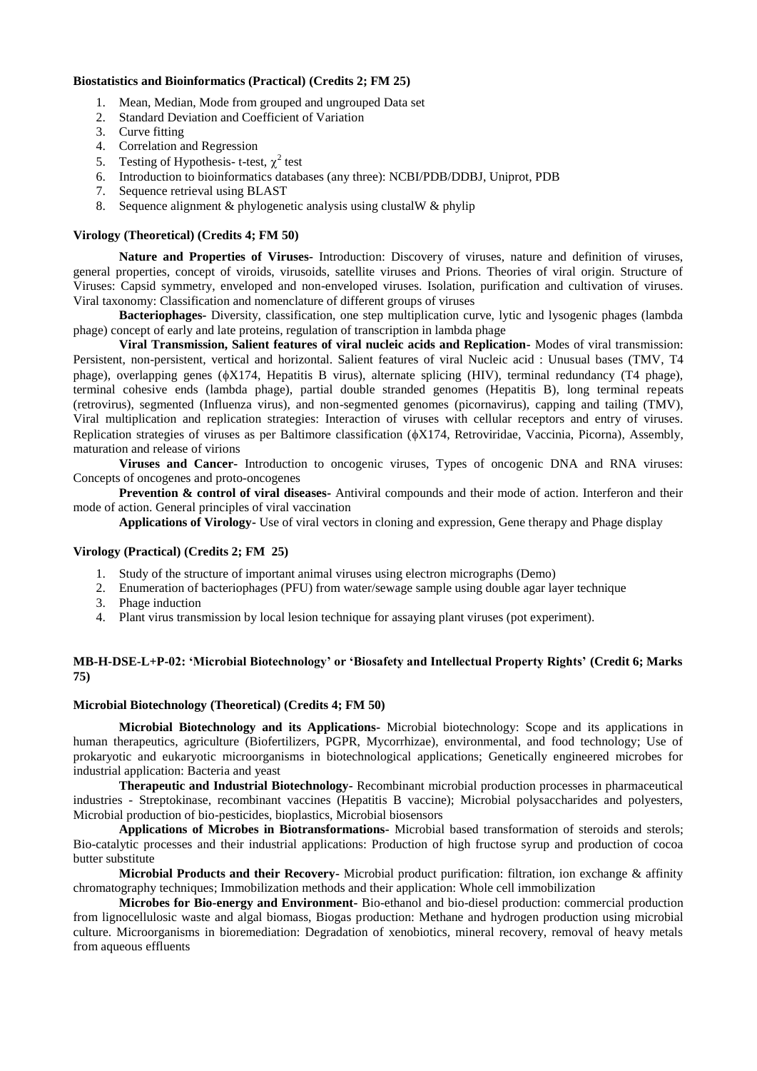**Biostatistics and Bioinformatics (Practical) (Credits 2; FM 25)**

1. Mean, Median, Mode from grouped and ungrouped Data set
2. Standard Deviation and Coefficient of Variation
3. Curve fitting
4. Correlation and Regression
5. Testing of Hypothesis- t-test, $\chi^2$ test
6. Introduction to bioinformatics databases (any three): NCBI/PDB/DDBJ, Uniprot, PDB
7. Sequence retrieval using BLAST
8. Sequence alignment & phylogenetic analysis using clustalW & phylip

**Virology (Theoretical) (Credits 4; FM 50)**

**Nature and Properties of Viruses-** Introduction: Discovery of viruses, nature and definition of viruses, general properties, concept of viroids, virusoids, satellite viruses and Prions. Theories of viral origin. Structure of Viruses: Capsid symmetry, enveloped and non-enveloped viruses. Isolation, purification and cultivation of viruses. Viral taxonomy: Classification and nomenclature of different groups of viruses

**Bacteriophages-** Diversity, classification, one step multiplication curve, lytic and lysogenic phages (lambda phage) concept of early and late proteins, regulation of transcription in lambda phage

**Viral Transmission, Salient features of viral nucleic acids and Replication-** Modes of viral transmission: Persistent, non-persistent, vertical and horizontal. Salient features of viral Nucleic acid : Unusual bases (TMV, T4 phage), overlapping genes (ϕX174, Hepatitis B virus), alternate splicing (HIV), terminal redundancy (T4 phage), terminal cohesive ends (lambda phage), partial double stranded genomes (Hepatitis B), long terminal repeats (retrovirus), segmented (Influenza virus), and non-segmented genomes (picornavirus), capping and tailing (TMV), Viral multiplication and replication strategies: Interaction of viruses with cellular receptors and entry of viruses. Replication strategies of viruses as per Baltimore classification (ϕX174, Retroviridae, Vaccinia, Picorna), Assembly, maturation and release of virions

**Viruses and Cancer-** Introduction to oncogenic viruses, Types of oncogenic DNA and RNA viruses: Concepts of oncogenes and proto-oncogenes

**Prevention & control of viral diseases-** Antiviral compounds and their mode of action. Interferon and their mode of action. General principles of viral vaccination

**Applications of Virology-** Use of viral vectors in cloning and expression, Gene therapy and Phage display

**Virology (Practical) (Credits 2; FM 25)**

1. Study of the structure of important animal viruses using electron micrographs (Demo)
2. Enumeration of bacteriophages (PFU) from water/sewage sample using double agar layer technique
3. Phage induction
4. Plant virus transmission by local lesion technique for assaying plant viruses (pot experiment).

**MB-H-DSE-L+P-02: 'Microbial Biotechnology' or 'Biosafety and Intellectual Property Rights' (Credit 6; Marks 75)**

**Microbial Biotechnology (Theoretical) (Credits 4; FM 50)**

**Microbial Biotechnology and its Applications-** Microbial biotechnology: Scope and its applications in human therapeutics, agriculture (Biofertilizers, PGPR, Mycorrhizae), environmental, and food technology; Use of prokaryotic and eukaryotic microorganisms in biotechnological applications; Genetically engineered microbes for industrial application: Bacteria and yeast

**Therapeutic and Industrial Biotechnology-** Recombinant microbial production processes in pharmaceutical industries - Streptokinase, recombinant vaccines (Hepatitis B vaccine); Microbial polysaccharides and polyesters, Microbial production of bio-pesticides, bioplastics, Microbial biosensors

**Applications of Microbes in Biotransformations-** Microbial based transformation of steroids and sterols; Bio-catalytic processes and their industrial applications: Production of high fructose syrup and production of cocoa butter substitute

**Microbial Products and their Recovery-** Microbial product purification: filtration, ion exchange & affinity chromatography techniques; Immobilization methods and their application: Whole cell immobilization

**Microbes for Bio-energy and Environment-** Bio-ethanol and bio-diesel production: commercial production from lignocellulosic waste and algal biomass, Biogas production: Methane and hydrogen production using microbial culture. Microorganisms in bioremediation: Degradation of xenobiotics, mineral recovery, removal of heavy metals from aqueous effluents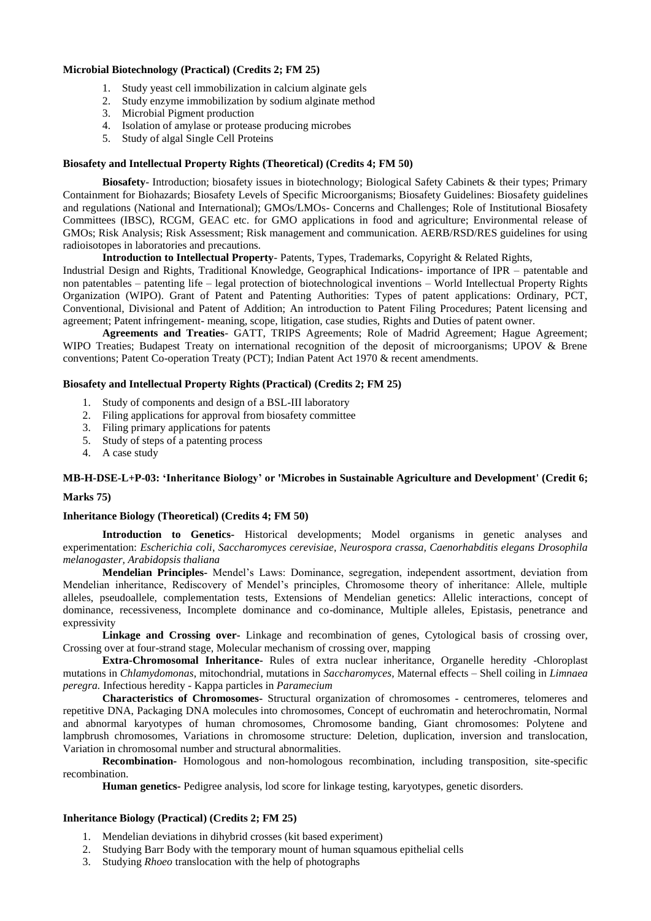**Microbial Biotechnology (Practical) (Credits 2; FM 25)**

1. Study yeast cell immobilization in calcium alginate gels
2. Study enzyme immobilization by sodium alginate method
3. Microbial Pigment production
4. Isolation of amylase or protease producing microbes
5. Study of algal Single Cell Proteins

**Biosafety and Intellectual Property Rights (Theoretical) (Credits 4; FM 50)**

**Biosafety**- Introduction; biosafety issues in biotechnology; Biological Safety Cabinets & their types; Primary Containment for Biohazards; Biosafety Levels of Specific Microorganisms; Biosafety Guidelines: Biosafety guidelines and regulations (National and International); GMOs/LMOs- Concerns and Challenges; Role of Institutional Biosafety Committees (IBSC), RCGM, GEAC etc. for GMO applications in food and agriculture; Environmental release of GMOs; Risk Analysis; Risk Assessment; Risk management and communication. AERB/RSD/RES guidelines for using radioisotopes in laboratories and precautions.

**Introduction to Intellectual Property**- Patents, Types, Trademarks, Copyright & Related Rights, Industrial Design and Rights, Traditional Knowledge, Geographical Indications- importance of IPR – patentable and non patentables – patenting life – legal protection of biotechnological inventions – World Intellectual Property Rights Organization (WIPO). Grant of Patent and Patenting Authorities: Types of patent applications: Ordinary, PCT, Conventional, Divisional and Patent of Addition; An introduction to Patent Filing Procedures; Patent licensing and agreement; Patent infringement- meaning, scope, litigation, case studies, Rights and Duties of patent owner.

**Agreements and Treaties**- GATT, TRIPS Agreements; Role of Madrid Agreement; Hague Agreement; WIPO Treaties; Budapest Treaty on international recognition of the deposit of microorganisms; UPOV & Brene conventions; Patent Co-operation Treaty (PCT); Indian Patent Act 1970 & recent amendments.

**Biosafety and Intellectual Property Rights (Practical) (Credits 2; FM 25)**

1. Study of components and design of a BSL-III laboratory
2. Filing applications for approval from biosafety committee
3. Filing primary applications for patents
5. Study of steps of a patenting process
4. A case study

**MB-H-DSE-L+P-03: 'Inheritance Biology' or 'Microbes in Sustainable Agriculture and Development' (Credit 6; Marks 75)**

**Inheritance Biology (Theoretical) (Credits 4; FM 50)**

**Introduction to Genetics**- Historical developments; Model organisms in genetic analyses and experimentation: *Escherichia coli*, *Saccharomyces cerevisiae, Neurospora crassa, Caenorhabditis elegans Drosophila melanogaster, Arabidopsis thaliana*

**Mendelian Principles**- Mendel's Laws: Dominance, segregation, independent assortment, deviation from Mendelian inheritance, Rediscovery of Mendel's principles, Chromosome theory of inheritance: Allele, multiple alleles, pseudoallele, complementation tests, Extensions of Mendelian genetics: Allelic interactions, concept of dominance, recessiveness, Incomplete dominance and co-dominance, Multiple alleles, Epistasis, penetrance and expressivity

**Linkage and Crossing over**- Linkage and recombination of genes, Cytological basis of crossing over, Crossing over at four-strand stage, Molecular mechanism of crossing over, mapping

**Extra-Chromosomal Inheritance**- Rules of extra nuclear inheritance, Organelle heredity -Chloroplast mutations in *Chlamydomonas*, mitochondrial, mutations in *Saccharomyces*, Maternal effects – Shell coiling in *Limnaea peregra.* Infectious heredity - Kappa particles in *Paramecium*

**Characteristics of Chromosomes**- Structural organization of chromosomes - centromeres, telomeres and repetitive DNA, Packaging DNA molecules into chromosomes, Concept of euchromatin and heterochromatin, Normal and abnormal karyotypes of human chromosomes, Chromosome banding, Giant chromosomes: Polytene and lampbrush chromosomes, Variations in chromosome structure: Deletion, duplication, inversion and translocation, Variation in chromosomal number and structural abnormalities.

**Recombination**- Homologous and non-homologous recombination, including transposition, site-specific recombination.

**Human genetics**- Pedigree analysis, lod score for linkage testing, karyotypes, genetic disorders.

**Inheritance Biology (Practical) (Credits 2; FM 25)**

1. Mendelian deviations in dihybrid crosses (kit based experiment)
2. Studying Barr Body with the temporary mount of human squamous epithelial cells
3. Studying *Rhoeo* translocation with the help of photographs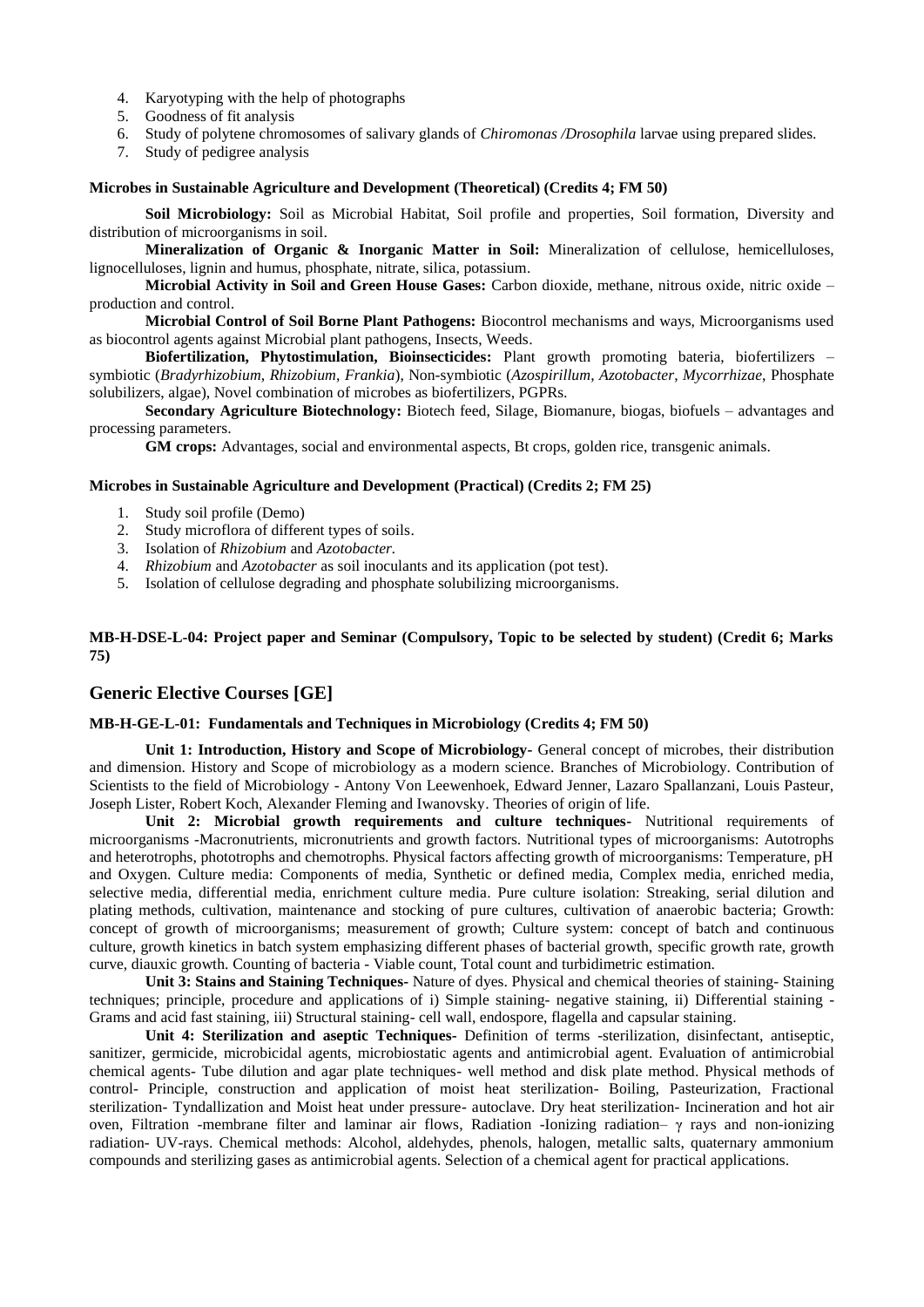4. Karyotyping with the help of photographs
5. Goodness of fit analysis
6. Study of polytene chromosomes of salivary glands of *Chiromonas /Drosophila* larvae using prepared slides.
7. Study of pedigree analysis

**Microbes in Sustainable Agriculture and Development (Theoretical) (Credits 4; FM 50)**

**Soil Microbiology:** Soil as Microbial Habitat, Soil profile and properties, Soil formation, Diversity and distribution of microorganisms in soil.

**Mineralization of Organic & Inorganic Matter in Soil:** Mineralization of cellulose, hemicelluloses, lignocelluloses, lignin and humus, phosphate, nitrate, silica, potassium.

**Microbial Activity in Soil and Green House Gases:** Carbon dioxide, methane, nitrous oxide, nitric oxide – production and control.

**Microbial Control of Soil Borne Plant Pathogens:** Biocontrol mechanisms and ways, Microorganisms used as biocontrol agents against Microbial plant pathogens, Insects, Weeds.

**Biofertilization, Phytostimulation, Bioinsecticides:** Plant growth promoting bateria, biofertilizers – symbiotic (*Bradyrhizobium*, *Rhizobium*, *Frankia*), Non-symbiotic (*Azospirillum*, *Azotobacter*, *Mycorrhizae*, Phosphate solubilizers, algae), Novel combination of microbes as biofertilizers, PGPRs.

**Secondary Agriculture Biotechnology:** Biotech feed, Silage, Biomanure, biogas, biofuels – advantages and processing parameters.

**GM crops:** Advantages, social and environmental aspects, Bt crops, golden rice, transgenic animals.

**Microbes in Sustainable Agriculture and Development (Practical) (Credits 2; FM 25)**

1. Study soil profile (Demo)
2. Study microflora of different types of soils.
3. Isolation of *Rhizobium* and *Azotobacter.*
4. *Rhizobium* and *Azotobacter* as soil inoculants and its application (pot test).
5. Isolation of cellulose degrading and phosphate solubilizing microorganisms.

**MB-H-DSE-L-04: Project paper and Seminar (Compulsory, Topic to be selected by student) (Credit 6; Marks 75)**

## Generic Elective Courses [GE]

**MB-H-GE-L-01: Fundamentals and Techniques in Microbiology (Credits 4; FM 50)**

**Unit 1: Introduction, History and Scope of Microbiology-** General concept of microbes, their distribution and dimension. History and Scope of microbiology as a modern science. Branches of Microbiology. Contribution of Scientists to the field of Microbiology - Antony Von Leewenhoek, Edward Jenner, Lazaro Spallanzani, Louis Pasteur, Joseph Lister, Robert Koch, Alexander Fleming and Iwanovsky. Theories of origin of life.

**Unit 2: Microbial growth requirements and culture techniques-** Nutritional requirements of microorganisms -Macronutrients, micronutrients and growth factors. Nutritional types of microorganisms: Autotrophs and heterotrophs, phototrophs and chemotrophs. Physical factors affecting growth of microorganisms: Temperature, pH and Oxygen. Culture media: Components of media, Synthetic or defined media, Complex media, enriched media, selective media, differential media, enrichment culture media. Pure culture isolation: Streaking, serial dilution and plating methods, cultivation, maintenance and stocking of pure cultures, cultivation of anaerobic bacteria; Growth: concept of growth of microorganisms; measurement of growth; Culture system: concept of batch and continuous culture, growth kinetics in batch system emphasizing different phases of bacterial growth, specific growth rate, growth curve, diauxic growth. Counting of bacteria - Viable count, Total count and turbidimetric estimation.

**Unit 3: Stains and Staining Techniques-** Nature of dyes. Physical and chemical theories of staining- Staining techniques; principle, procedure and applications of i) Simple staining- negative staining, ii) Differential staining - Grams and acid fast staining, iii) Structural staining- cell wall, endospore, flagella and capsular staining.

**Unit 4: Sterilization and aseptic Techniques-** Definition of terms -sterilization, disinfectant, antiseptic, sanitizer, germicide, microbicidal agents, microbiostatic agents and antimicrobial agent. Evaluation of antimicrobial chemical agents- Tube dilution and agar plate techniques- well method and disk plate method. Physical methods of control- Principle, construction and application of moist heat sterilization- Boiling, Pasteurization, Fractional sterilization- Tyndallization and Moist heat under pressure- autoclave. Dry heat sterilization- Incineration and hot air oven, Filtration -membrane filter and laminar air flows, Radiation -Ionizing radiation– $\gamma$ rays and non-ionizing radiation- UV-rays. Chemical methods: Alcohol, aldehydes, phenols, halogen, metallic salts, quaternary ammonium compounds and sterilizing gases as antimicrobial agents. Selection of a chemical agent for practical applications.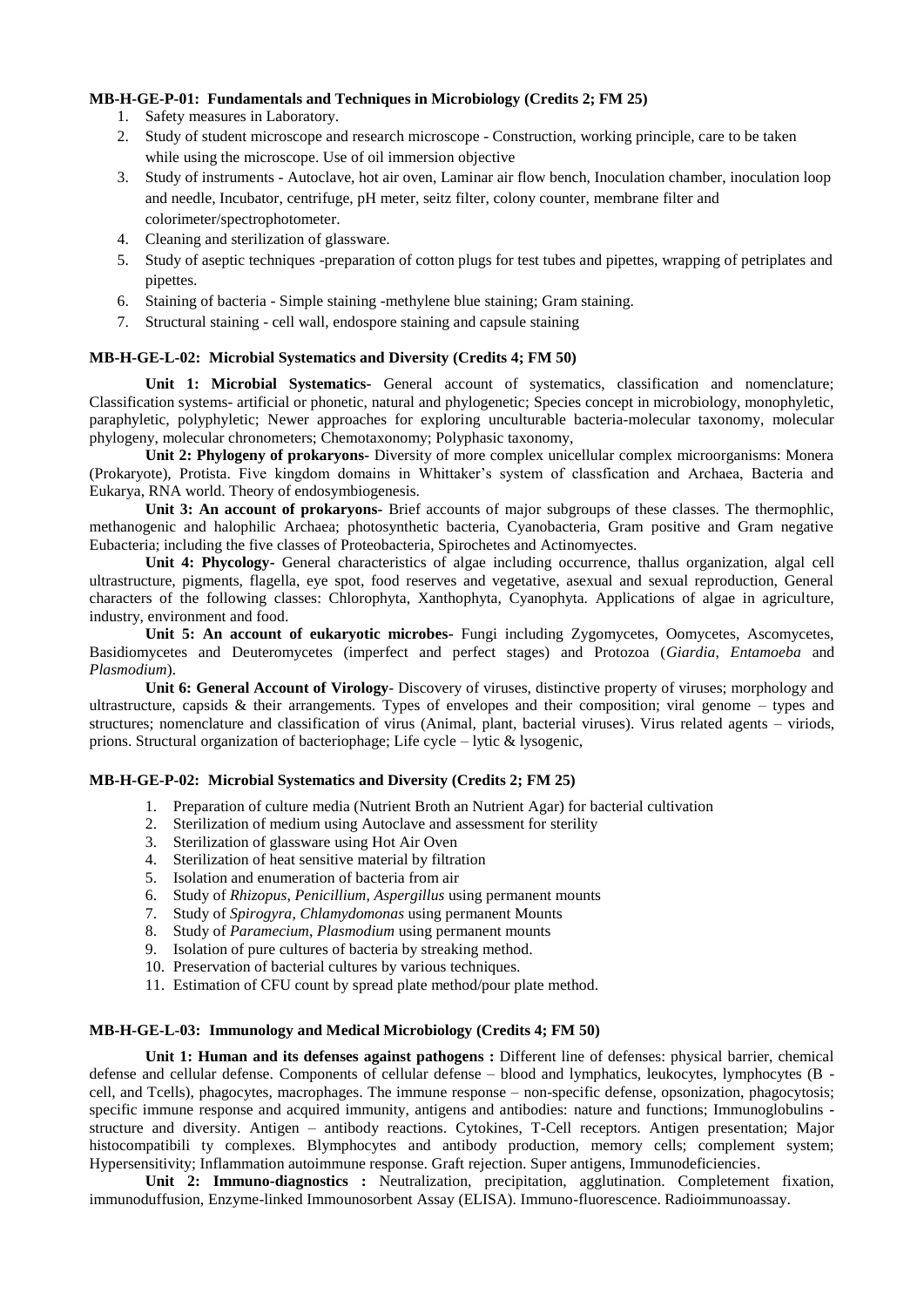**MB-H-GE-P-01: Fundamentals and Techniques in Microbiology (Credits 2; FM 25)**

1. Safety measures in Laboratory.
2. Study of student microscope and research microscope - Construction, working principle, care to be taken while using the microscope. Use of oil immersion objective
3. Study of instruments - Autoclave, hot air oven, Laminar air flow bench, Inoculation chamber, inoculation loop and needle, Incubator, centrifuge, pH meter, seitz filter, colony counter, membrane filter and colorimeter/spectrophotometer.
4. Cleaning and sterilization of glassware.
5. Study of aseptic techniques -preparation of cotton plugs for test tubes and pipettes, wrapping of petriplates and pipettes.
6. Staining of bacteria - Simple staining -methylene blue staining; Gram staining.
7. Structural staining - cell wall, endospore staining and capsule staining

**MB-H-GE-L-02: Microbial Systematics and Diversity (Credits 4; FM 50)**

**Unit 1: Microbial Systematics-** General account of systematics, classification and nomenclature; Classification systems- artificial or phonetic, natural and phylogenetic; Species concept in microbiology, monophyletic, paraphyletic, polyphyletic; Newer approaches for exploring unculturable bacteria-molecular taxonomy, molecular phylogeny, molecular chronometers; Chemotaxonomy; Polyphasic taxonomy,

**Unit 2: Phylogeny of prokaryons-** Diversity of more complex unicellular complex microorganisms: Monera (Prokaryote), Protista. Five kingdom domains in Whittaker's system of classfication and Archaea, Bacteria and Eukarya, RNA world. Theory of endosymbiogenesis.

**Unit 3: An account of prokaryons-** Brief accounts of major subgroups of these classes. The thermophlic, methanogenic and halophilic Archaea; photosynthetic bacteria, Cyanobacteria, Gram positive and Gram negative Eubacteria; including the five classes of Proteobacteria, Spirochetes and Actinomyectes.

**Unit 4: Phycology-** General characteristics of algae including occurrence, thallus organization, algal cell ultrastructure, pigments, flagella, eye spot, food reserves and vegetative, asexual and sexual reproduction, General characters of the following classes: Chlorophyta, Xanthophyta, Cyanophyta. Applications of algae in agriculture, industry, environment and food.

**Unit 5: An account of eukaryotic microbes-** Fungi including Zygomycetes, Oomycetes, Ascomycetes, Basidiomycetes and Deuteromycetes (imperfect and perfect stages) and Protozoa (*Giardia, Entamoeba* and *Plasmodium*).

**Unit 6: General Account of Virology**- Discovery of viruses, distinctive property of viruses; morphology and ultrastructure, capsids & their arrangements. Types of envelopes and their composition; viral genome – types and structures; nomenclature and classification of virus (Animal, plant, bacterial viruses). Virus related agents – viriods, prions. Structural organization of bacteriophage; Life cycle – lytic & lysogenic,

**MB-H-GE-P-02: Microbial Systematics and Diversity (Credits 2; FM 25)**

1. Preparation of culture media (Nutrient Broth an Nutrient Agar) for bacterial cultivation
2. Sterilization of medium using Autoclave and assessment for sterility
3. Sterilization of glassware using Hot Air Oven
4. Sterilization of heat sensitive material by filtration
5. Isolation and enumeration of bacteria from air
6. Study of *Rhizopus, Penicillium, Aspergillus* using permanent mounts
7. Study of *Spirogyra, Chlamydomonas* using permanent Mounts
8. Study of *Paramecium, Plasmodium* using permanent mounts
9. Isolation of pure cultures of bacteria by streaking method.
10. Preservation of bacterial cultures by various techniques.
11. Estimation of CFU count by spread plate method/pour plate method.

**MB-H-GE-L-03: Immunology and Medical Microbiology (Credits 4; FM 50)**

**Unit 1: Human and its defenses against pathogens :** Different line of defenses: physical barrier, chemical defense and cellular defense. Components of cellular defense – blood and lymphatics, leukocytes, lymphocytes (B - cell, and Tcells), phagocytes, macrophages. The immune response – non-specific defense, opsonization, phagocytosis; specific immune response and acquired immunity, antigens and antibodies: nature and functions; Immunoglobulins - structure and diversity. Antigen – antibody reactions. Cytokines, T-Cell receptors. Antigen presentation; Major histocompatibili ty complexes. Blymphocytes and antibody production, memory cells; complement system; Hypersensitivity; Inflammation autoimmune response. Graft rejection. Super antigens, Immunodeficiencies.

**Unit 2: Immuno-diagnostics :** Neutralization, precipitation, agglutination. Completement fixation, immunoduffusion, Enzyme-linked Immounosorbent Assay (ELISA). Immuno-fluorescence. Radioimmunoassay.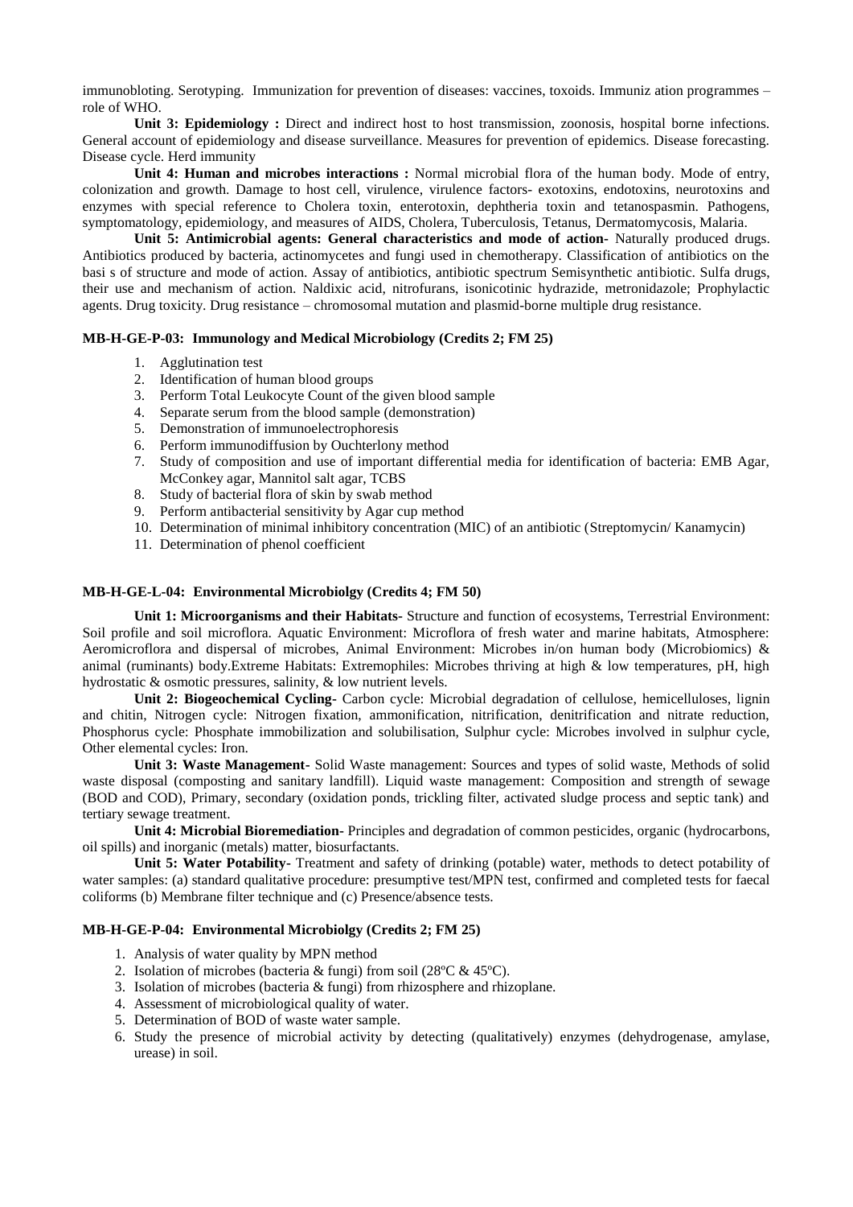immunobloting. Serotyping. Immunization for prevention of diseases: vaccines, toxoids. Immuniz ation programmes – role of WHO.

**Unit 3: Epidemiology :** Direct and indirect host to host transmission, zoonosis, hospital borne infections. General account of epidemiology and disease surveillance. Measures for prevention of epidemics. Disease forecasting. Disease cycle. Herd immunity

**Unit 4: Human and microbes interactions :** Normal microbial flora of the human body. Mode of entry, colonization and growth. Damage to host cell, virulence, virulence factors- exotoxins, endotoxins, neurotoxins and enzymes with special reference to Cholera toxin, enterotoxin, dephtheria toxin and tetanospasmin. Pathogens, symptomatology, epidemiology, and measures of AIDS, Cholera, Tuberculosis, Tetanus, Dermatomycosis, Malaria.

**Unit 5: Antimicrobial agents: General characteristics and mode of action-** Naturally produced drugs. Antibiotics produced by bacteria, actinomycetes and fungi used in chemotherapy. Classification of antibiotics on the basi s of structure and mode of action. Assay of antibiotics, antibiotic spectrum Semisynthetic antibiotic. Sulfa drugs, their use and mechanism of action. Naldixic acid, nitrofurans, isonicotinic hydrazide, metronidazole; Prophylactic agents. Drug toxicity. Drug resistance – chromosomal mutation and plasmid-borne multiple drug resistance.

**MB-H-GE-P-03: Immunology and Medical Microbiology (Credits 2; FM 25)**

1. Agglutination test
2. Identification of human blood groups
3. Perform Total Leukocyte Count of the given blood sample
4. Separate serum from the blood sample (demonstration)
5. Demonstration of immunoelectrophoresis
6. Perform immunodiffusion by Ouchterlony method
7. Study of composition and use of important differential media for identification of bacteria: EMB Agar, McConkey agar, Mannitol salt agar, TCBS
8. Study of bacterial flora of skin by swab method
9. Perform antibacterial sensitivity by Agar cup method
10. Determination of minimal inhibitory concentration (MIC) of an antibiotic (Streptomycin/ Kanamycin)
11. Determination of phenol coefficient

**MB-H-GE-L-04: Environmental Microbiolgy (Credits 4; FM 50)**

**Unit 1: Microorganisms and their Habitats-** Structure and function of ecosystems, Terrestrial Environment: Soil profile and soil microflora. Aquatic Environment: Microflora of fresh water and marine habitats, Atmosphere: Aeromicroflora and dispersal of microbes, Animal Environment: Microbes in/on human body (Microbiomics) & animal (ruminants) body.Extreme Habitats: Extremophiles: Microbes thriving at high & low temperatures, pH, high hydrostatic & osmotic pressures, salinity, & low nutrient levels.

**Unit 2: Biogeochemical Cycling-** Carbon cycle: Microbial degradation of cellulose, hemicelluloses, lignin and chitin, Nitrogen cycle: Nitrogen fixation, ammonification, nitrification, denitrification and nitrate reduction, Phosphorus cycle: Phosphate immobilization and solubilisation, Sulphur cycle: Microbes involved in sulphur cycle, Other elemental cycles: Iron.

**Unit 3: Waste Management-** Solid Waste management: Sources and types of solid waste, Methods of solid waste disposal (composting and sanitary landfill). Liquid waste management: Composition and strength of sewage (BOD and COD), Primary, secondary (oxidation ponds, trickling filter, activated sludge process and septic tank) and tertiary sewage treatment.

**Unit 4: Microbial Bioremediation-** Principles and degradation of common pesticides, organic (hydrocarbons, oil spills) and inorganic (metals) matter, biosurfactants.

**Unit 5: Water Potability-** Treatment and safety of drinking (potable) water, methods to detect potability of water samples: (a) standard qualitative procedure: presumptive test/MPN test, confirmed and completed tests for faecal coliforms (b) Membrane filter technique and (c) Presence/absence tests.

**MB-H-GE-P-04: Environmental Microbiolgy (Credits 2; FM 25)**

1. Analysis of water quality by MPN method
2. Isolation of microbes (bacteria & fungi) from soil (28ºC & 45ºC).
3. Isolation of microbes (bacteria & fungi) from rhizosphere and rhizoplane.
4. Assessment of microbiological quality of water.
5. Determination of BOD of waste water sample.
6. Study the presence of microbial activity by detecting (qualitatively) enzymes (dehydrogenase, amylase, urease) in soil.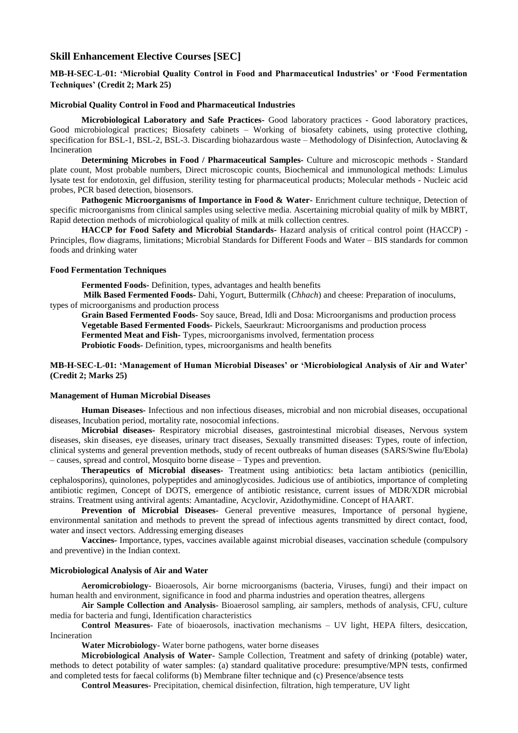## Skill Enhancement Elective Courses [SEC]

### MB-H-SEC-L-01: 'Microbial Quality Control in Food and Pharmaceutical Industries' or 'Food Fermentation Techniques' (Credit 2; Mark 25)

#### Microbial Quality Control in Food and Pharmaceutical Industries

**Microbiological Laboratory and Safe Practices-** Good laboratory practices - Good laboratory practices, Good microbiological practices; Biosafety cabinets – Working of biosafety cabinets, using protective clothing, specification for BSL-1, BSL-2, BSL-3. Discarding biohazardous waste – Methodology of Disinfection, Autoclaving & Incineration

**Determining Microbes in Food / Pharmaceutical Samples-** Culture and microscopic methods - Standard plate count, Most probable numbers, Direct microscopic counts, Biochemical and immunological methods: Limulus lysate test for endotoxin, gel diffusion, sterility testing for pharmaceutical products; Molecular methods - Nucleic acid probes, PCR based detection, biosensors.

**Pathogenic Microorganisms of Importance in Food & Water-** Enrichment culture technique, Detection of specific microorganisms from clinical samples using selective media. Ascertaining microbial quality of milk by MBRT, Rapid detection methods of microbiological quality of milk at milk collection centres.

**HACCP for Food Safety and Microbial Standards-** Hazard analysis of critical control point (HACCP) - Principles, flow diagrams, limitations; Microbial Standards for Different Foods and Water – BIS standards for common foods and drinking water

#### Food Fermentation Techniques

**Fermented Foods-** Definition, types, advantages and health benefits

**Milk Based Fermented Foods-** Dahi, Yogurt, Buttermilk (*Chhach*) and cheese: Preparation of inoculums, types of microorganisms and production process

**Grain Based Fermented Foods-** Soy sauce, Bread, Idli and Dosa: Microorganisms and production process

**Vegetable Based Fermented Foods-** Pickels, Saeurkraut: Microorganisms and production process

**Fermented Meat and Fish-** Types, microorganisms involved, fermentation process

**Probiotic Foods-** Definition, types, microorganisms and health benefits

### MB-H-SEC-L-01: 'Management of Human Microbial Diseases' or 'Microbiological Analysis of Air and Water' (Credit 2; Marks 25)

#### Management of Human Microbial Diseases

**Human Diseases-** Infectious and non infectious diseases, microbial and non microbial diseases, occupational diseases, Incubation period, mortality rate, nosocomial infections.

**Microbial diseases-** Respiratory microbial diseases, gastrointestinal microbial diseases, Nervous system diseases, skin diseases, eye diseases, urinary tract diseases, Sexually transmitted diseases: Types, route of infection, clinical systems and general prevention methods, study of recent outbreaks of human diseases (SARS/Swine flu/Ebola) – causes, spread and control, Mosquito borne disease – Types and prevention.

**Therapeutics of Microbial diseases-** Treatment using antibiotics: beta lactam antibiotics (penicillin, cephalosporins), quinolones, polypeptides and aminoglycosides. Judicious use of antibiotics, importance of completing antibiotic regimen, Concept of DOTS, emergence of antibiotic resistance, current issues of MDR/XDR microbial strains. Treatment using antiviral agents: Amantadine, Acyclovir, Azidothymidine. Concept of HAART.

**Prevention of Microbial Diseases-** General preventive measures, Importance of personal hygiene, environmental sanitation and methods to prevent the spread of infectious agents transmitted by direct contact, food, water and insect vectors. Addressing emerging diseases

**Vaccines-** Importance, types, vaccines available against microbial diseases, vaccination schedule (compulsory and preventive) in the Indian context.

#### Microbiological Analysis of Air and Water

**Aeromicrobiology-** Bioaerosols, Air borne microorganisms (bacteria, Viruses, fungi) and their impact on human health and environment, significance in food and pharma industries and operation theatres, allergens

**Air Sample Collection and Analysis-** Bioaerosol sampling, air samplers, methods of analysis, CFU, culture media for bacteria and fungi, Identification characteristics

**Control Measures-** Fate of bioaerosols, inactivation mechanisms – UV light, HEPA filters, desiccation, Incineration

**Water Microbiology-** Water borne pathogens, water borne diseases

**Microbiological Analysis of Water-** Sample Collection, Treatment and safety of drinking (potable) water, methods to detect potability of water samples: (a) standard qualitative procedure: presumptive/MPN tests, confirmed and completed tests for faecal coliforms (b) Membrane filter technique and (c) Presence/absence tests

**Control Measures-** Precipitation, chemical disinfection, filtration, high temperature, UV light